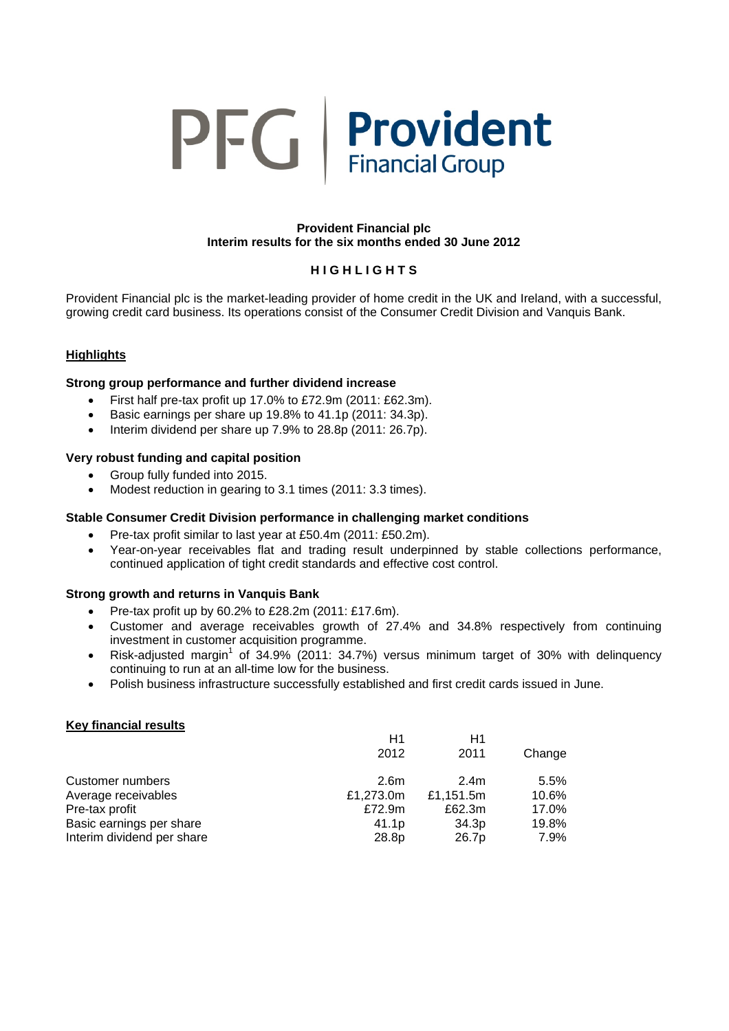PFG | **Provident** Financial Group

**Provident Financial plc**
**Interim results for the six months ended 30 June 2012**

**H I G H L I G H T S**

Provident Financial plc is the market-leading provider of home credit in the UK and Ireland, with a successful, growing credit card business. Its operations consist of the Consumer Credit Division and Vanquis Bank.

## Highlights

**Strong group performance and further dividend increase**

- First half pre-tax profit up 17.0% to £72.9m (2011: £62.3m).
- Basic earnings per share up 19.8% to 41.1p (2011: 34.3p).
- Interim dividend per share up 7.9% to 28.8p (2011: 26.7p).

**Very robust funding and capital position**

- Group fully funded into 2015.
- Modest reduction in gearing to 3.1 times (2011: 3.3 times).

**Stable Consumer Credit Division performance in challenging market conditions**

- Pre-tax profit similar to last year at £50.4m (2011: £50.2m).
- Year-on-year receivables flat and trading result underpinned by stable collections performance, continued application of tight credit standards and effective cost control.

**Strong growth and returns in Vanquis Bank**

- Pre-tax profit up by 60.2% to £28.2m (2011: £17.6m).
- Customer and average receivables growth of 27.4% and 34.8% respectively from continuing investment in customer acquisition programme.
- Risk-adjusted margin[1] of 34.9% (2011: 34.7%) versus minimum target of 30% with delinquency continuing to run at an all-time low for the business.
- Polish business infrastructure successfully established and first credit cards issued in June.

## Key financial results

| | H1 2012 | H1 2011 | Change |
|---|---|---|---|
| Customer numbers | 2.6m | 2.4m | 5.5% |
| Average receivables | £1,273.0m | £1,151.5m | 10.6% |
| Pre-tax profit | £72.9m | £62.3m | 17.0% |
| Basic earnings per share | 41.1p | 34.3p | 19.8% |
| Interim dividend per share | 28.8p | 26.7p | 7.9% |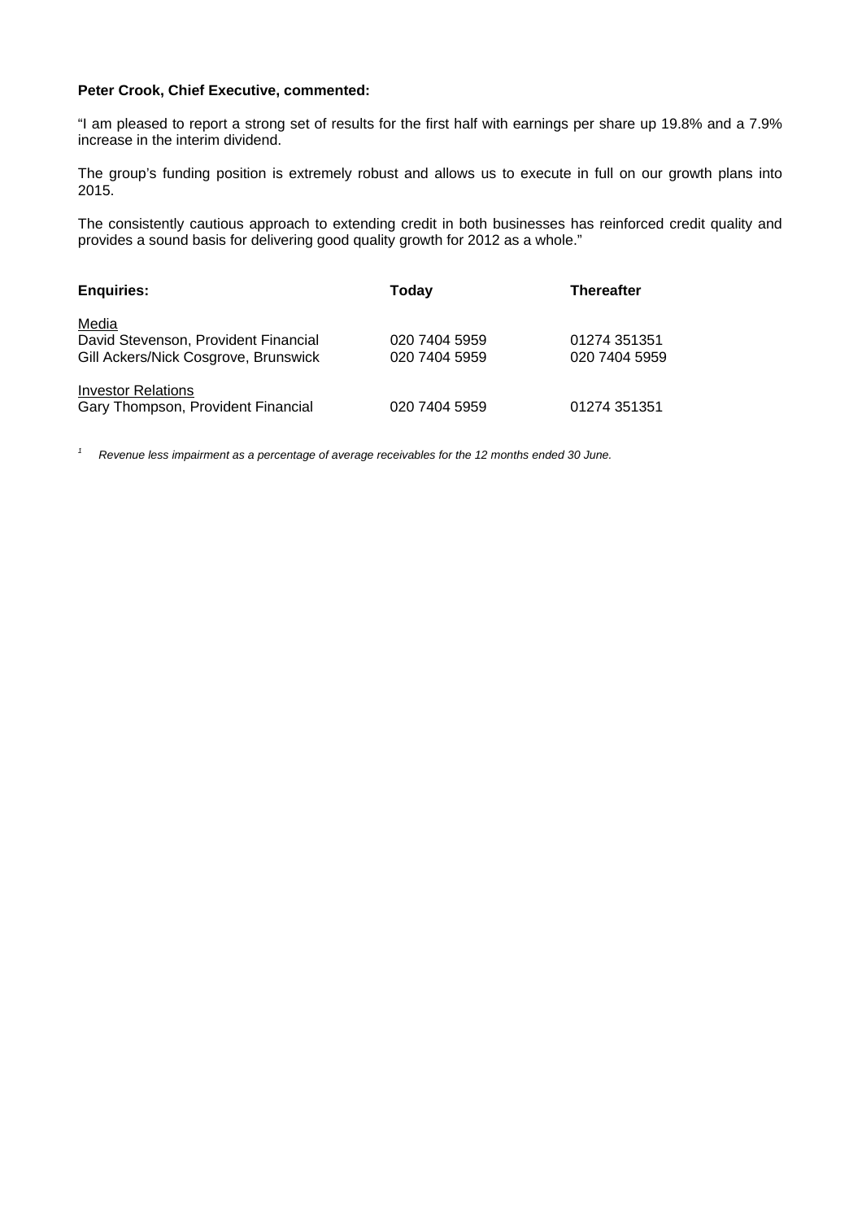**Peter Crook, Chief Executive, commented:**

"I am pleased to report a strong set of results for the first half with earnings per share up 19.8% and a 7.9% increase in the interim dividend.

The group's funding position is extremely robust and allows us to execute in full on our growth plans into 2015.

The consistently cautious approach to extending credit in both businesses has reinforced credit quality and provides a sound basis for delivering good quality growth for 2012 as a whole."

| **Enquiries:** | **Today** | **Thereafter** |
|---|---|---|
| Media | | |
| David Stevenson, Provident Financial | 020 7404 5959 | 01274 351351 |
| Gill Ackers/Nick Cosgrove, Brunswick | 020 7404 5959 | 020 7404 5959 |
| Investor Relations | | |
| Gary Thompson, Provident Financial | 020 7404 5959 | 01274 351351 |

[1] *Revenue less impairment as a percentage of average receivables for the 12 months ended 30 June.*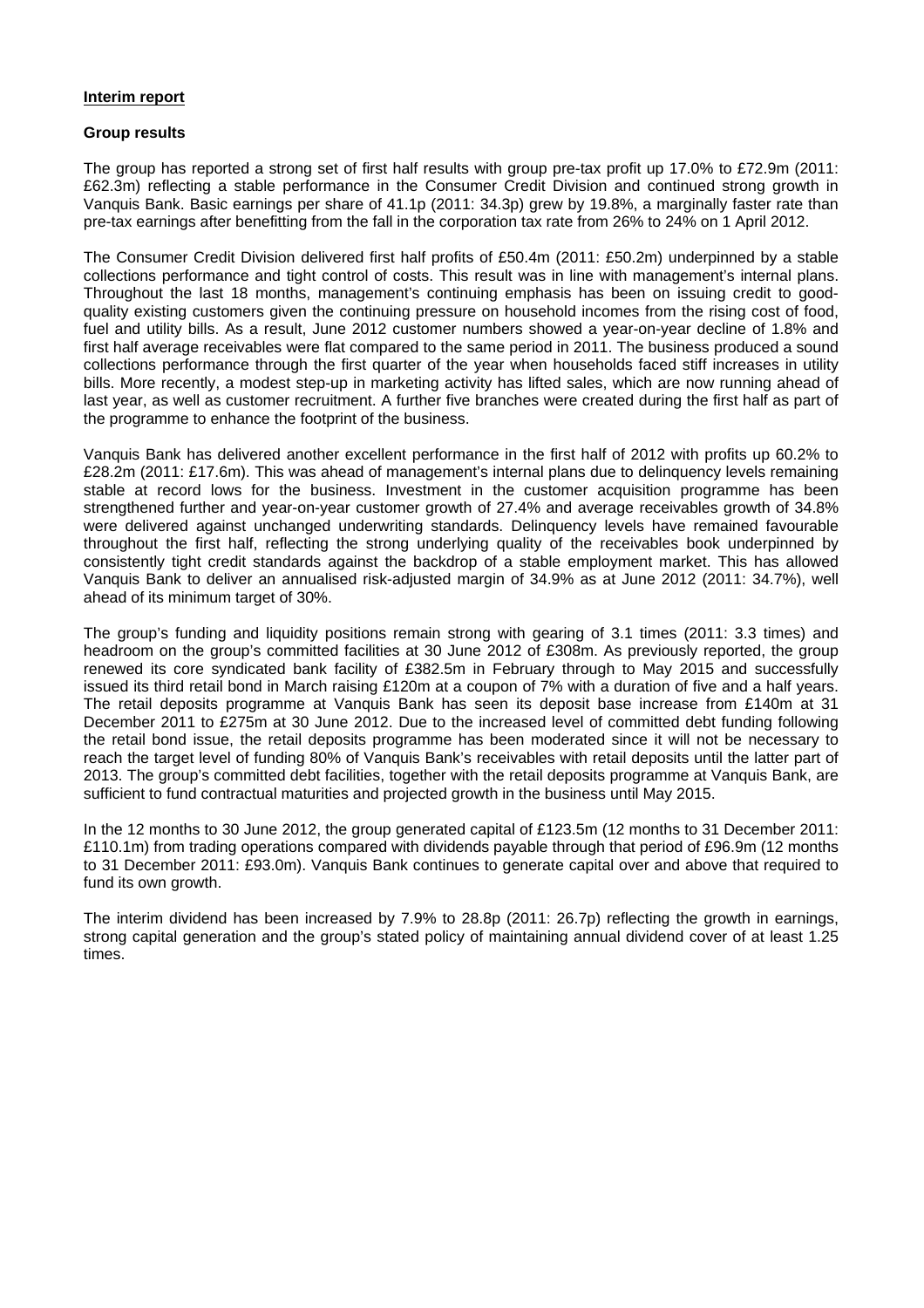**Interim report**

**Group results**

The group has reported a strong set of first half results with group pre-tax profit up 17.0% to £72.9m (2011: £62.3m) reflecting a stable performance in the Consumer Credit Division and continued strong growth in Vanquis Bank. Basic earnings per share of 41.1p (2011: 34.3p) grew by 19.8%, a marginally faster rate than pre-tax earnings after benefitting from the fall in the corporation tax rate from 26% to 24% on 1 April 2012.

The Consumer Credit Division delivered first half profits of £50.4m (2011: £50.2m) underpinned by a stable collections performance and tight control of costs. This result was in line with management's internal plans. Throughout the last 18 months, management's continuing emphasis has been on issuing credit to good-quality existing customers given the continuing pressure on household incomes from the rising cost of food, fuel and utility bills. As a result, June 2012 customer numbers showed a year-on-year decline of 1.8% and first half average receivables were flat compared to the same period in 2011. The business produced a sound collections performance through the first quarter of the year when households faced stiff increases in utility bills. More recently, a modest step-up in marketing activity has lifted sales, which are now running ahead of last year, as well as customer recruitment. A further five branches were created during the first half as part of the programme to enhance the footprint of the business.

Vanquis Bank has delivered another excellent performance in the first half of 2012 with profits up 60.2% to £28.2m (2011: £17.6m). This was ahead of management's internal plans due to delinquency levels remaining stable at record lows for the business. Investment in the customer acquisition programme has been strengthened further and year-on-year customer growth of 27.4% and average receivables growth of 34.8% were delivered against unchanged underwriting standards. Delinquency levels have remained favourable throughout the first half, reflecting the strong underlying quality of the receivables book underpinned by consistently tight credit standards against the backdrop of a stable employment market. This has allowed Vanquis Bank to deliver an annualised risk-adjusted margin of 34.9% as at June 2012 (2011: 34.7%), well ahead of its minimum target of 30%.

The group's funding and liquidity positions remain strong with gearing of 3.1 times (2011: 3.3 times) and headroom on the group's committed facilities at 30 June 2012 of £308m. As previously reported, the group renewed its core syndicated bank facility of £382.5m in February through to May 2015 and successfully issued its third retail bond in March raising £120m at a coupon of 7% with a duration of five and a half years. The retail deposits programme at Vanquis Bank has seen its deposit base increase from £140m at 31 December 2011 to £275m at 30 June 2012. Due to the increased level of committed debt funding following the retail bond issue, the retail deposits programme has been moderated since it will not be necessary to reach the target level of funding 80% of Vanquis Bank's receivables with retail deposits until the latter part of 2013. The group's committed debt facilities, together with the retail deposits programme at Vanquis Bank, are sufficient to fund contractual maturities and projected growth in the business until May 2015.

In the 12 months to 30 June 2012, the group generated capital of £123.5m (12 months to 31 December 2011: £110.1m) from trading operations compared with dividends payable through that period of £96.9m (12 months to 31 December 2011: £93.0m). Vanquis Bank continues to generate capital over and above that required to fund its own growth.

The interim dividend has been increased by 7.9% to 28.8p (2011: 26.7p) reflecting the growth in earnings, strong capital generation and the group's stated policy of maintaining annual dividend cover of at least 1.25 times.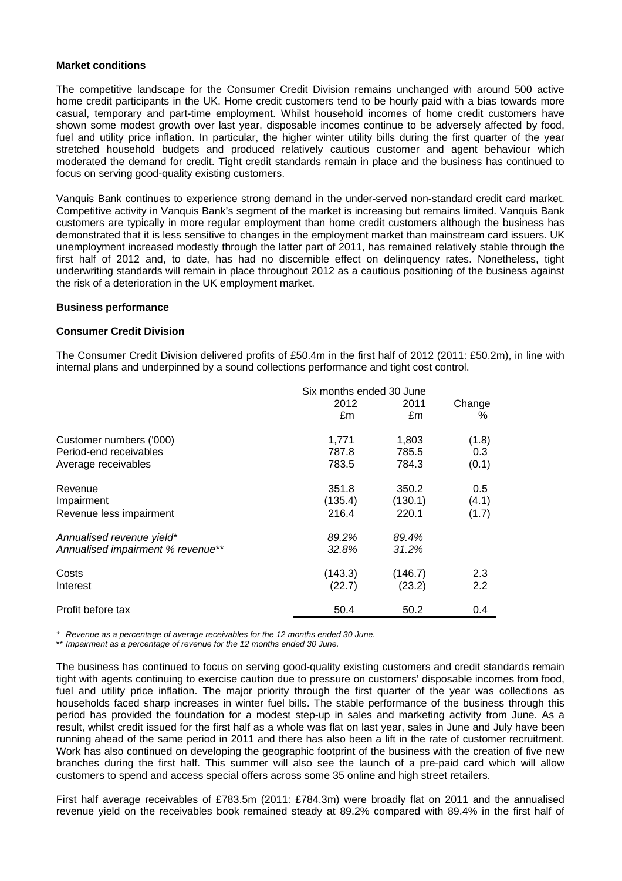**Market conditions**

The competitive landscape for the Consumer Credit Division remains unchanged with around 500 active home credit participants in the UK. Home credit customers tend to be hourly paid with a bias towards more casual, temporary and part-time employment. Whilst household incomes of home credit customers have shown some modest growth over last year, disposable incomes continue to be adversely affected by food, fuel and utility price inflation. In particular, the higher winter utility bills during the first quarter of the year stretched household budgets and produced relatively cautious customer and agent behaviour which moderated the demand for credit. Tight credit standards remain in place and the business has continued to focus on serving good-quality existing customers.

Vanquis Bank continues to experience strong demand in the under-served non-standard credit card market. Competitive activity in Vanquis Bank's segment of the market is increasing but remains limited. Vanquis Bank customers are typically in more regular employment than home credit customers although the business has demonstrated that it is less sensitive to changes in the employment market than mainstream card issuers. UK unemployment increased modestly through the latter part of 2011, has remained relatively stable through the first half of 2012 and, to date, has had no discernible effect on delinquency rates. Nonetheless, tight underwriting standards will remain in place throughout 2012 as a cautious positioning of the business against the risk of a deterioration in the UK employment market.

**Business performance**

**Consumer Credit Division**

The Consumer Credit Division delivered profits of £50.4m in the first half of 2012 (2011: £50.2m), in line with internal plans and underpinned by a sound collections performance and tight cost control.

| | Six months ended 30 June | | |
|---|---|---|---|
| | 2012 £m | 2011 £m | Change % |
| Customer numbers ('000) | 1,771 | 1,803 | (1.8) |
| Period-end receivables | 787.8 | 785.5 | 0.3 |
| Average receivables | 783.5 | 784.3 | (0.1) |
| Revenue | 351.8 | 350.2 | 0.5 |
| Impairment | (135.4) | (130.1) | (4.1) |
| Revenue less impairment | 216.4 | 220.1 | (1.7) |
| *Annualised revenue yield\** | *89.2%* | *89.4%* | |
| *Annualised impairment % revenue\*\** | *32.8%* | *31.2%* | |
| Costs | (143.3) | (146.7) | 2.3 |
| Interest | (22.7) | (23.2) | 2.2 |
| Profit before tax | 50.4 | 50.2 | 0.4 |

*\* Revenue as a percentage of average receivables for the 12 months ended 30 June.*
*\*\* Impairment as a percentage of revenue for the 12 months ended 30 June.*

The business has continued to focus on serving good-quality existing customers and credit standards remain tight with agents continuing to exercise caution due to pressure on customers' disposable incomes from food, fuel and utility price inflation. The major priority through the first quarter of the year was collections as households faced sharp increases in winter fuel bills. The stable performance of the business through this period has provided the foundation for a modest step-up in sales and marketing activity from June. As a result, whilst credit issued for the first half as a whole was flat on last year, sales in June and July have been running ahead of the same period in 2011 and there has also been a lift in the rate of customer recruitment. Work has also continued on developing the geographic footprint of the business with the creation of five new branches during the first half. This summer will also see the launch of a pre-paid card which will allow customers to spend and access special offers across some 35 online and high street retailers.

First half average receivables of £783.5m (2011: £784.3m) were broadly flat on 2011 and the annualised revenue yield on the receivables book remained steady at 89.2% compared with 89.4% in the first half of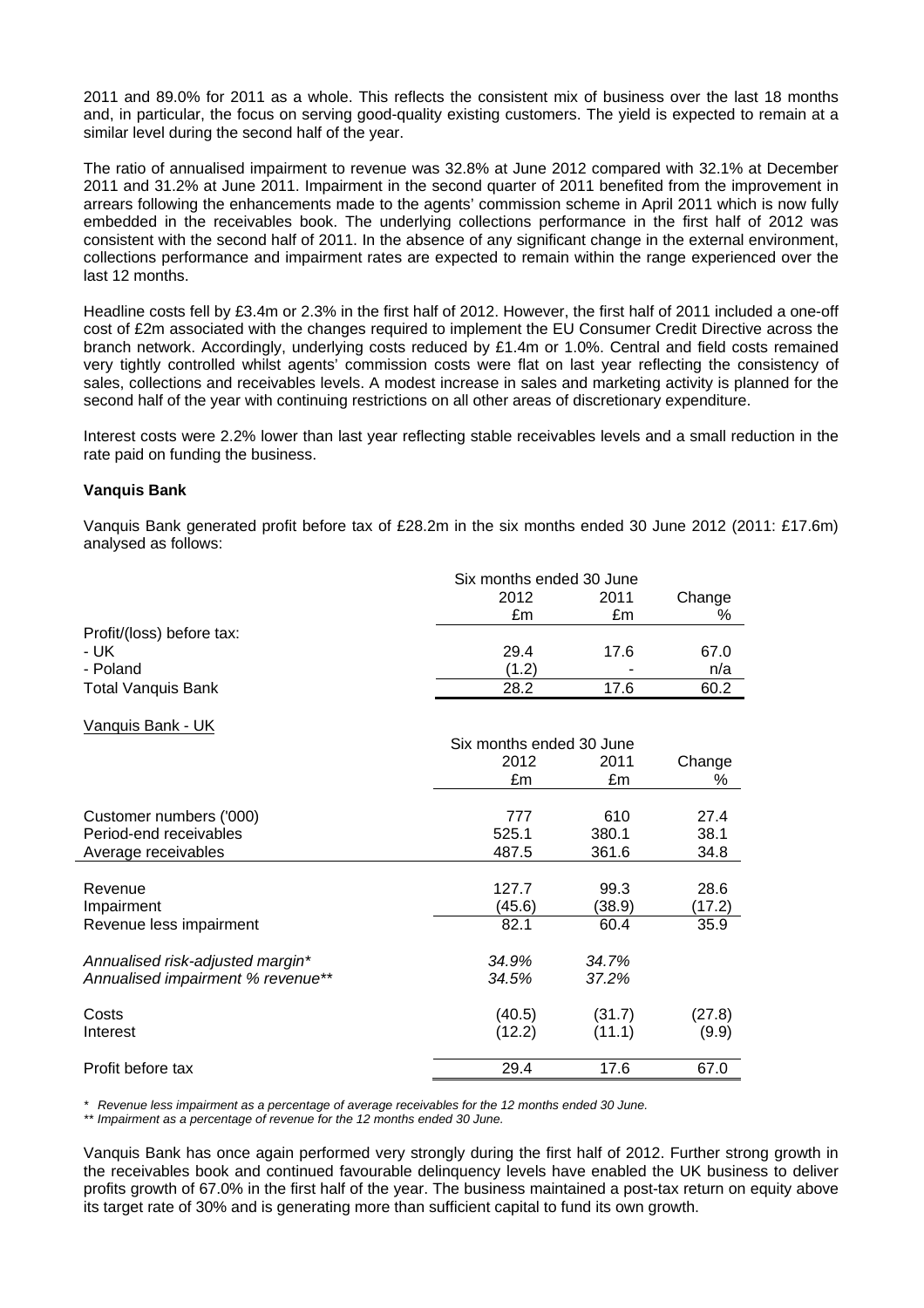2011 and 89.0% for 2011 as a whole. This reflects the consistent mix of business over the last 18 months and, in particular, the focus on serving good-quality existing customers. The yield is expected to remain at a similar level during the second half of the year.

The ratio of annualised impairment to revenue was 32.8% at June 2012 compared with 32.1% at December 2011 and 31.2% at June 2011. Impairment in the second quarter of 2011 benefited from the improvement in arrears following the enhancements made to the agents' commission scheme in April 2011 which is now fully embedded in the receivables book. The underlying collections performance in the first half of 2012 was consistent with the second half of 2011. In the absence of any significant change in the external environment, collections performance and impairment rates are expected to remain within the range experienced over the last 12 months.

Headline costs fell by £3.4m or 2.3% in the first half of 2012. However, the first half of 2011 included a one-off cost of £2m associated with the changes required to implement the EU Consumer Credit Directive across the branch network. Accordingly, underlying costs reduced by £1.4m or 1.0%. Central and field costs remained very tightly controlled whilst agents' commission costs were flat on last year reflecting the consistency of sales, collections and receivables levels. A modest increase in sales and marketing activity is planned for the second half of the year with continuing restrictions on all other areas of discretionary expenditure.

Interest costs were 2.2% lower than last year reflecting stable receivables levels and a small reduction in the rate paid on funding the business.

**Vanquis Bank**

Vanquis Bank generated profit before tax of £28.2m in the six months ended 30 June 2012 (2011: £17.6m) analysed as follows:

| | Six months ended 30 June | | |
|---|---|---|---|
| | 2012 | 2011 | Change |
| | £m | £m | % |
| Profit/(loss) before tax: | | | |
| - UK | 29.4 | 17.6 | 67.0 |
| - Poland | (1.2) | - | n/a |
| Total Vanquis Bank | 28.2 | 17.6 | 60.2 |

Vanquis Bank - UK

| | Six months ended 30 June | | |
|---|---|---|---|
| | 2012 | 2011 | Change |
| | £m | £m | % |
| Customer numbers ('000) | 777 | 610 | 27.4 |
| Period-end receivables | 525.1 | 380.1 | 38.1 |
| Average receivables | 487.5 | 361.6 | 34.8 |
| Revenue | 127.7 | 99.3 | 28.6 |
| Impairment | (45.6) | (38.9) | (17.2) |
| Revenue less impairment | 82.1 | 60.4 | 35.9 |
| *Annualised risk-adjusted margin** | *34.9%* | *34.7%* | |
| *Annualised impairment % revenue*** | *34.5%* | *37.2%* | |
| Costs | (40.5) | (31.7) | (27.8) |
| Interest | (12.2) | (11.1) | (9.9) |
| Profit before tax | 29.4 | 17.6 | 67.0 |

*\* Revenue less impairment as a percentage of average receivables for the 12 months ended 30 June.*
*\*\* Impairment as a percentage of revenue for the 12 months ended 30 June.*

Vanquis Bank has once again performed very strongly during the first half of 2012. Further strong growth in the receivables book and continued favourable delinquency levels have enabled the UK business to deliver profits growth of 67.0% in the first half of the year. The business maintained a post-tax return on equity above its target rate of 30% and is generating more than sufficient capital to fund its own growth.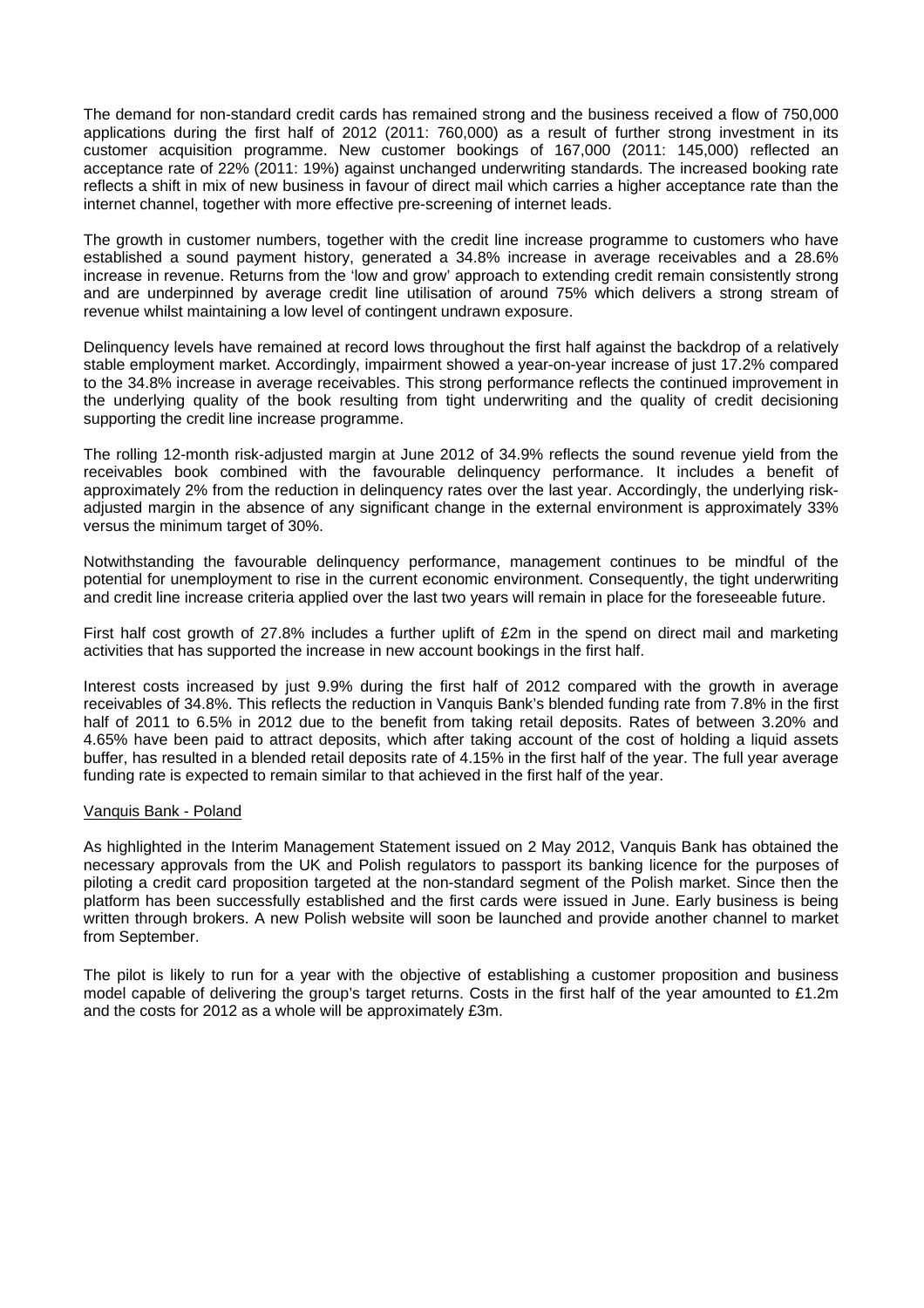The demand for non-standard credit cards has remained strong and the business received a flow of 750,000 applications during the first half of 2012 (2011: 760,000) as a result of further strong investment in its customer acquisition programme. New customer bookings of 167,000 (2011: 145,000) reflected an acceptance rate of 22% (2011: 19%) against unchanged underwriting standards. The increased booking rate reflects a shift in mix of new business in favour of direct mail which carries a higher acceptance rate than the internet channel, together with more effective pre-screening of internet leads.

The growth in customer numbers, together with the credit line increase programme to customers who have established a sound payment history, generated a 34.8% increase in average receivables and a 28.6% increase in revenue. Returns from the 'low and grow' approach to extending credit remain consistently strong and are underpinned by average credit line utilisation of around 75% which delivers a strong stream of revenue whilst maintaining a low level of contingent undrawn exposure.

Delinquency levels have remained at record lows throughout the first half against the backdrop of a relatively stable employment market. Accordingly, impairment showed a year-on-year increase of just 17.2% compared to the 34.8% increase in average receivables. This strong performance reflects the continued improvement in the underlying quality of the book resulting from tight underwriting and the quality of credit decisioning supporting the credit line increase programme.

The rolling 12-month risk-adjusted margin at June 2012 of 34.9% reflects the sound revenue yield from the receivables book combined with the favourable delinquency performance. It includes a benefit of approximately 2% from the reduction in delinquency rates over the last year. Accordingly, the underlying risk-adjusted margin in the absence of any significant change in the external environment is approximately 33% versus the minimum target of 30%.

Notwithstanding the favourable delinquency performance, management continues to be mindful of the potential for unemployment to rise in the current economic environment. Consequently, the tight underwriting and credit line increase criteria applied over the last two years will remain in place for the foreseeable future.

First half cost growth of 27.8% includes a further uplift of £2m in the spend on direct mail and marketing activities that has supported the increase in new account bookings in the first half.

Interest costs increased by just 9.9% during the first half of 2012 compared with the growth in average receivables of 34.8%. This reflects the reduction in Vanquis Bank's blended funding rate from 7.8% in the first half of 2011 to 6.5% in 2012 due to the benefit from taking retail deposits. Rates of between 3.20% and 4.65% have been paid to attract deposits, which after taking account of the cost of holding a liquid assets buffer, has resulted in a blended retail deposits rate of 4.15% in the first half of the year. The full year average funding rate is expected to remain similar to that achieved in the first half of the year.

Vanquis Bank - Poland

As highlighted in the Interim Management Statement issued on 2 May 2012, Vanquis Bank has obtained the necessary approvals from the UK and Polish regulators to passport its banking licence for the purposes of piloting a credit card proposition targeted at the non-standard segment of the Polish market. Since then the platform has been successfully established and the first cards were issued in June. Early business is being written through brokers. A new Polish website will soon be launched and provide another channel to market from September.

The pilot is likely to run for a year with the objective of establishing a customer proposition and business model capable of delivering the group's target returns. Costs in the first half of the year amounted to £1.2m and the costs for 2012 as a whole will be approximately £3m.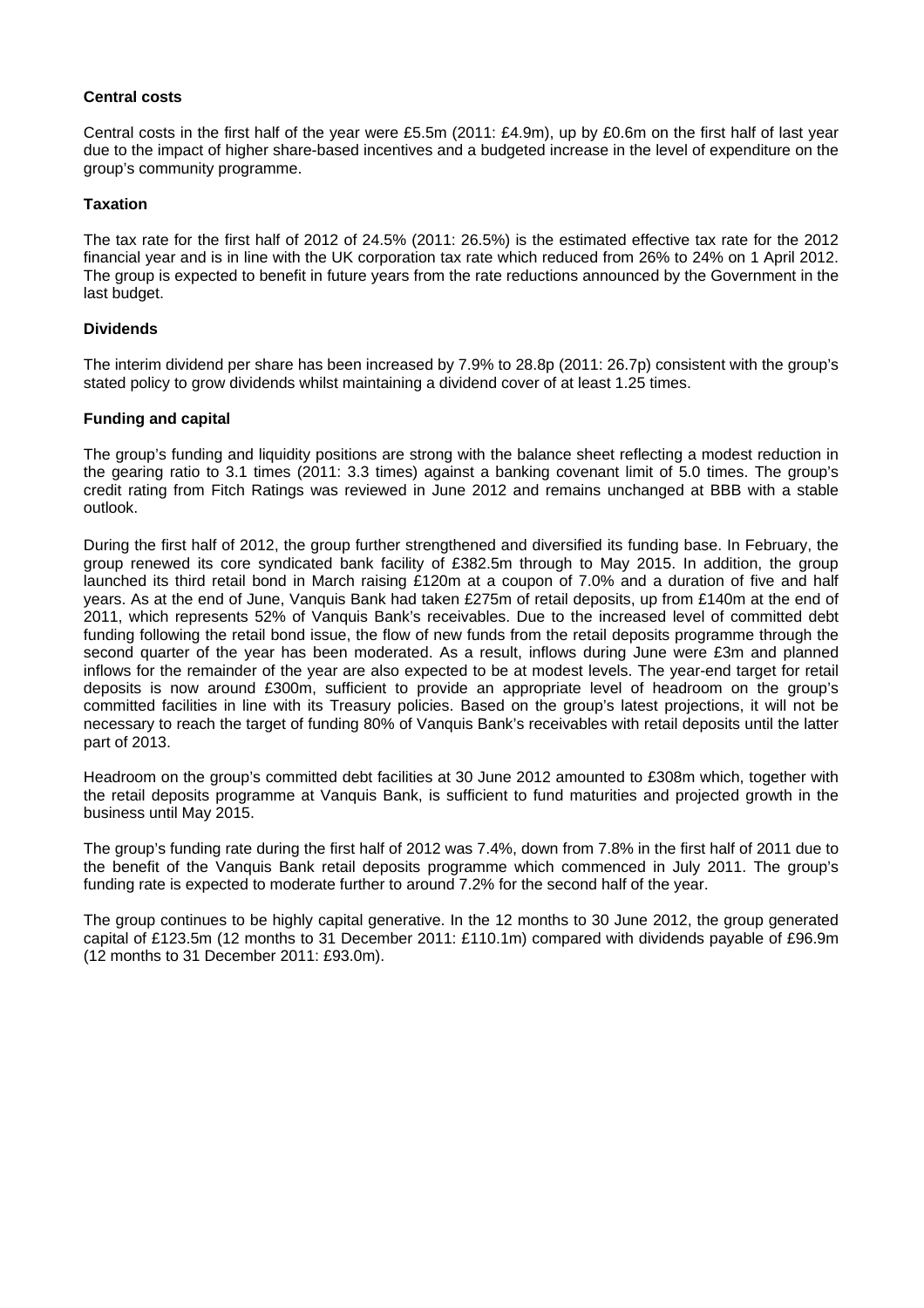**Central costs**

Central costs in the first half of the year were £5.5m (2011: £4.9m), up by £0.6m on the first half of last year due to the impact of higher share-based incentives and a budgeted increase in the level of expenditure on the group's community programme.

**Taxation**

The tax rate for the first half of 2012 of 24.5% (2011: 26.5%) is the estimated effective tax rate for the 2012 financial year and is in line with the UK corporation tax rate which reduced from 26% to 24% on 1 April 2012. The group is expected to benefit in future years from the rate reductions announced by the Government in the last budget.

**Dividends**

The interim dividend per share has been increased by 7.9% to 28.8p (2011: 26.7p) consistent with the group's stated policy to grow dividends whilst maintaining a dividend cover of at least 1.25 times.

**Funding and capital**

The group's funding and liquidity positions are strong with the balance sheet reflecting a modest reduction in the gearing ratio to 3.1 times (2011: 3.3 times) against a banking covenant limit of 5.0 times. The group's credit rating from Fitch Ratings was reviewed in June 2012 and remains unchanged at BBB with a stable outlook.

During the first half of 2012, the group further strengthened and diversified its funding base. In February, the group renewed its core syndicated bank facility of £382.5m through to May 2015. In addition, the group launched its third retail bond in March raising £120m at a coupon of 7.0% and a duration of five and half years. As at the end of June, Vanquis Bank had taken £275m of retail deposits, up from £140m at the end of 2011, which represents 52% of Vanquis Bank's receivables. Due to the increased level of committed debt funding following the retail bond issue, the flow of new funds from the retail deposits programme through the second quarter of the year has been moderated. As a result, inflows during June were £3m and planned inflows for the remainder of the year are also expected to be at modest levels. The year-end target for retail deposits is now around £300m, sufficient to provide an appropriate level of headroom on the group's committed facilities in line with its Treasury policies. Based on the group's latest projections, it will not be necessary to reach the target of funding 80% of Vanquis Bank's receivables with retail deposits until the latter part of 2013.

Headroom on the group's committed debt facilities at 30 June 2012 amounted to £308m which, together with the retail deposits programme at Vanquis Bank, is sufficient to fund maturities and projected growth in the business until May 2015.

The group's funding rate during the first half of 2012 was 7.4%, down from 7.8% in the first half of 2011 due to the benefit of the Vanquis Bank retail deposits programme which commenced in July 2011. The group's funding rate is expected to moderate further to around 7.2% for the second half of the year.

The group continues to be highly capital generative. In the 12 months to 30 June 2012, the group generated capital of £123.5m (12 months to 31 December 2011: £110.1m) compared with dividends payable of £96.9m (12 months to 31 December 2011: £93.0m).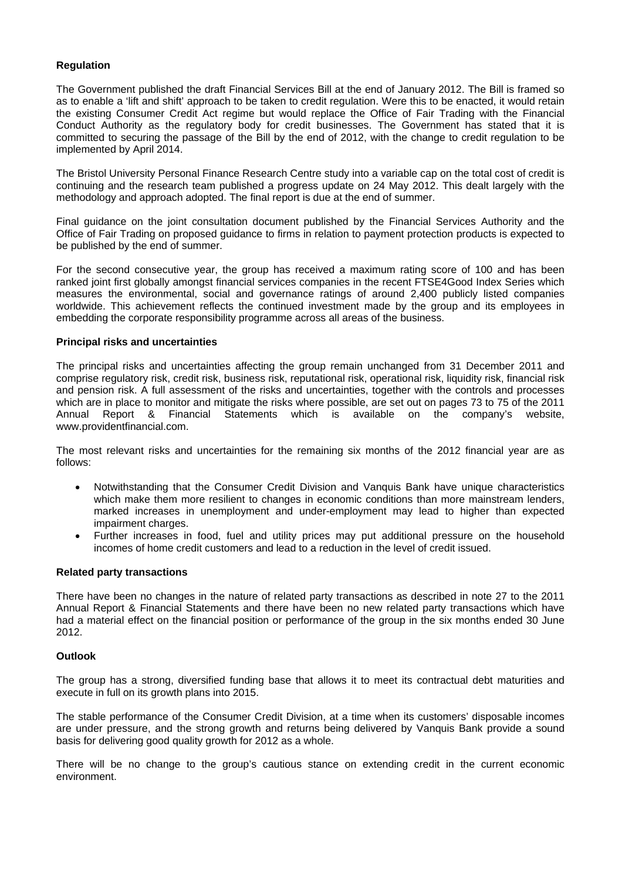**Regulation**

The Government published the draft Financial Services Bill at the end of January 2012. The Bill is framed so as to enable a 'lift and shift' approach to be taken to credit regulation. Were this to be enacted, it would retain the existing Consumer Credit Act regime but would replace the Office of Fair Trading with the Financial Conduct Authority as the regulatory body for credit businesses. The Government has stated that it is committed to securing the passage of the Bill by the end of 2012, with the change to credit regulation to be implemented by April 2014.

The Bristol University Personal Finance Research Centre study into a variable cap on the total cost of credit is continuing and the research team published a progress update on 24 May 2012. This dealt largely with the methodology and approach adopted. The final report is due at the end of summer.

Final guidance on the joint consultation document published by the Financial Services Authority and the Office of Fair Trading on proposed guidance to firms in relation to payment protection products is expected to be published by the end of summer.

For the second consecutive year, the group has received a maximum rating score of 100 and has been ranked joint first globally amongst financial services companies in the recent FTSE4Good Index Series which measures the environmental, social and governance ratings of around 2,400 publicly listed companies worldwide. This achievement reflects the continued investment made by the group and its employees in embedding the corporate responsibility programme across all areas of the business.

**Principal risks and uncertainties**

The principal risks and uncertainties affecting the group remain unchanged from 31 December 2011 and comprise regulatory risk, credit risk, business risk, reputational risk, operational risk, liquidity risk, financial risk and pension risk. A full assessment of the risks and uncertainties, together with the controls and processes which are in place to monitor and mitigate the risks where possible, are set out on pages 73 to 75 of the 2011 Annual Report & Financial Statements which is available on the company's website, www.providentfinancial.com.

The most relevant risks and uncertainties for the remaining six months of the 2012 financial year are as follows:

- Notwithstanding that the Consumer Credit Division and Vanquis Bank have unique characteristics which make them more resilient to changes in economic conditions than more mainstream lenders, marked increases in unemployment and under-employment may lead to higher than expected impairment charges.
- Further increases in food, fuel and utility prices may put additional pressure on the household incomes of home credit customers and lead to a reduction in the level of credit issued.

**Related party transactions**

There have been no changes in the nature of related party transactions as described in note 27 to the 2011 Annual Report & Financial Statements and there have been no new related party transactions which have had a material effect on the financial position or performance of the group in the six months ended 30 June 2012.

**Outlook**

The group has a strong, diversified funding base that allows it to meet its contractual debt maturities and execute in full on its growth plans into 2015.

The stable performance of the Consumer Credit Division, at a time when its customers' disposable incomes are under pressure, and the strong growth and returns being delivered by Vanquis Bank provide a sound basis for delivering good quality growth for 2012 as a whole.

There will be no change to the group's cautious stance on extending credit in the current economic environment.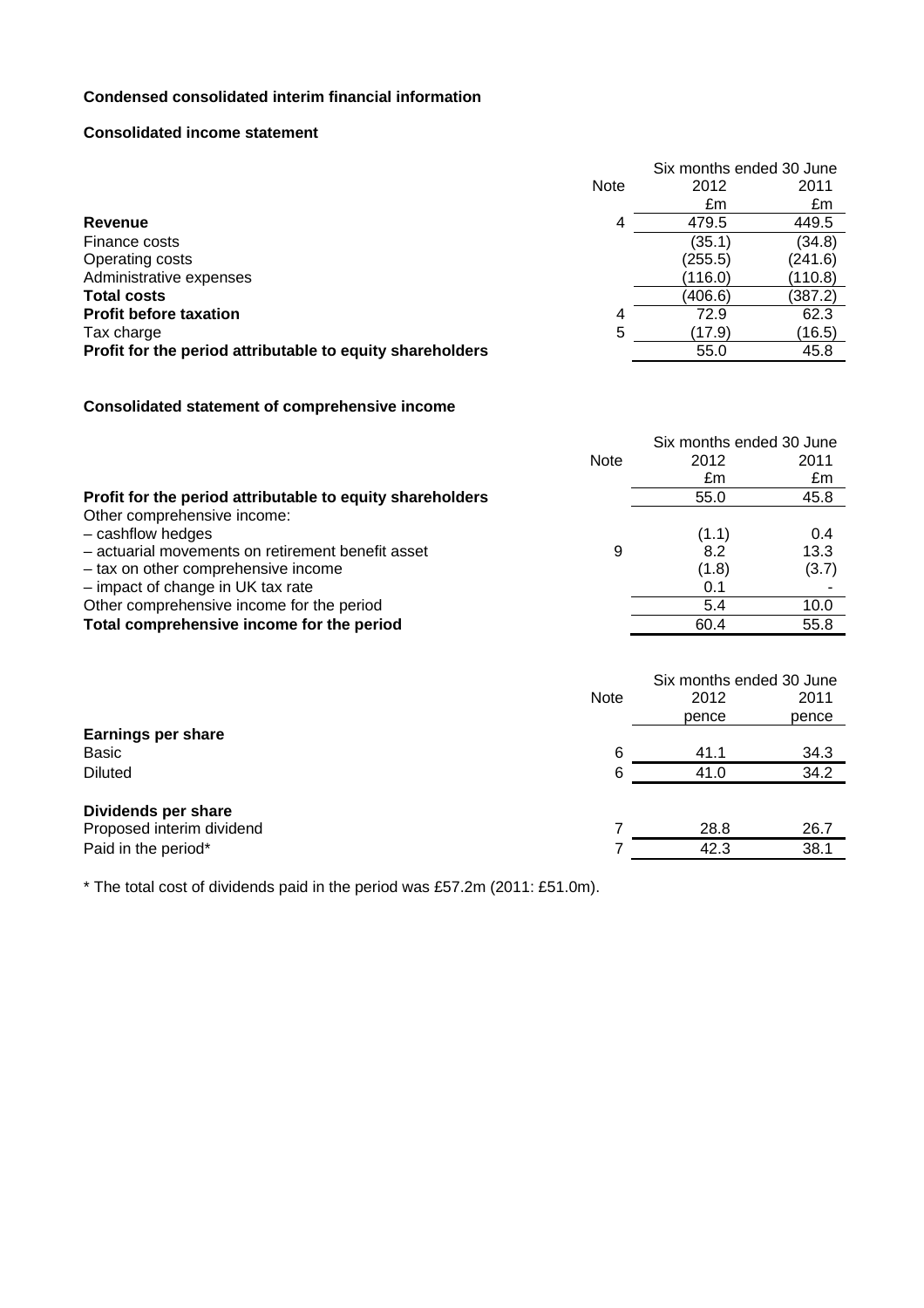**Condensed consolidated interim financial information**

**Consolidated income statement**

| | Note | Six months ended 30 June 2012 £m | Six months ended 30 June 2011 £m |
|---|---|---|---|
| **Revenue** | 4 | 479.5 | 449.5 |
| Finance costs | | (35.1) | (34.8) |
| Operating costs | | (255.5) | (241.6) |
| Administrative expenses | | (116.0) | (110.8) |
| **Total costs** | | (406.6) | (387.2) |
| **Profit before taxation** | 4 | 72.9 | 62.3 |
| Tax charge | 5 | (17.9) | (16.5) |
| **Profit for the period attributable to equity shareholders** | | 55.0 | 45.8 |

**Consolidated statement of comprehensive income**

| | Note | Six months ended 30 June 2012 £m | Six months ended 30 June 2011 £m |
|---|---|---|---|
| **Profit for the period attributable to equity shareholders** | | 55.0 | 45.8 |
| Other comprehensive income: | | | |
| – cashflow hedges | | (1.1) | 0.4 |
| – actuarial movements on retirement benefit asset | 9 | 8.2 | 13.3 |
| – tax on other comprehensive income | | (1.8) | (3.7) |
| – impact of change in UK tax rate | | 0.1 | - |
| Other comprehensive income for the period | | 5.4 | 10.0 |
| **Total comprehensive income for the period** | | 60.4 | 55.8 |

| | Note | Six months ended 30 June 2012 pence | Six months ended 30 June 2011 pence |
|---|---|---|---|
| **Earnings per share** | | | |
| Basic | 6 | 41.1 | 34.3 |
| Diluted | 6 | 41.0 | 34.2 |
| **Dividends per share** | | | |
| Proposed interim dividend | 7 | 28.8 | 26.7 |
| Paid in the period* | 7 | 42.3 | 38.1 |

* The total cost of dividends paid in the period was £57.2m (2011: £51.0m).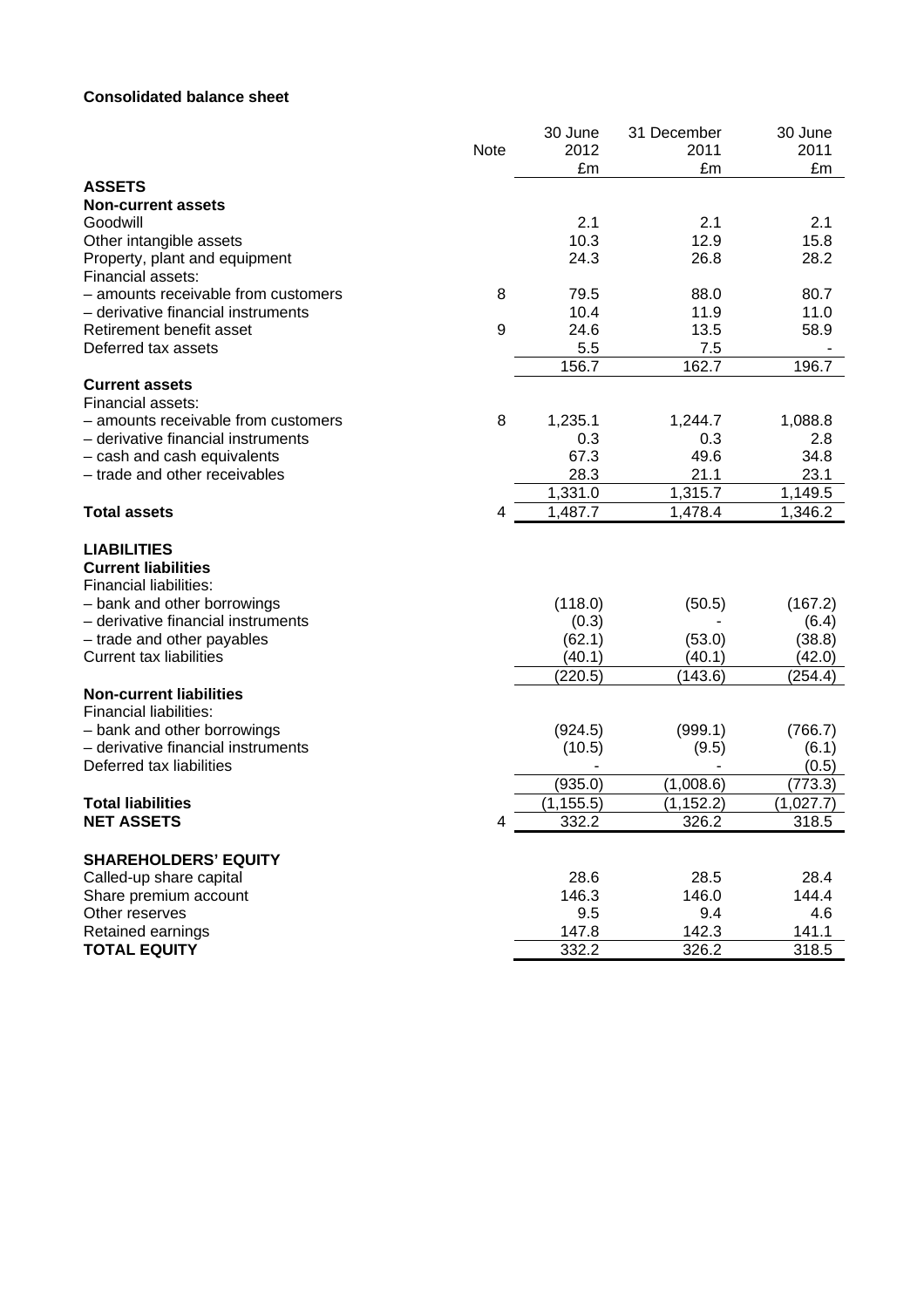**Consolidated balance sheet**

| | Note | 30 June 2012 £m | 31 December 2011 £m | 30 June 2011 £m |
|---|---|---|---|---|
| **ASSETS** | | | | |
| **Non-current assets** | | | | |
| Goodwill | | 2.1 | 2.1 | 2.1 |
| Other intangible assets | | 10.3 | 12.9 | 15.8 |
| Property, plant and equipment | | 24.3 | 26.8 | 28.2 |
| Financial assets: | | | | |
| – amounts receivable from customers | 8 | 79.5 | 88.0 | 80.7 |
| – derivative financial instruments | | 10.4 | 11.9 | 11.0 |
| Retirement benefit asset | 9 | 24.6 | 13.5 | 58.9 |
| Deferred tax assets | | 5.5 | 7.5 | - |
| | | 156.7 | 162.7 | 196.7 |
| **Current assets** | | | | |
| Financial assets: | | | | |
| – amounts receivable from customers | 8 | 1,235.1 | 1,244.7 | 1,088.8 |
| – derivative financial instruments | | 0.3 | 0.3 | 2.8 |
| – cash and cash equivalents | | 67.3 | 49.6 | 34.8 |
| – trade and other receivables | | 28.3 | 21.1 | 23.1 |
| | | 1,331.0 | 1,315.7 | 1,149.5 |
| **Total assets** | 4 | 1,487.7 | 1,478.4 | 1,346.2 |
| **LIABILITIES** | | | | |
| **Current liabilities** | | | | |
| Financial liabilities: | | | | |
| – bank and other borrowings | | (118.0) | (50.5) | (167.2) |
| – derivative financial instruments | | (0.3) | - | (6.4) |
| – trade and other payables | | (62.1) | (53.0) | (38.8) |
| Current tax liabilities | | (40.1) | (40.1) | (42.0) |
| | | (220.5) | (143.6) | (254.4) |
| **Non-current liabilities** | | | | |
| Financial liabilities: | | | | |
| – bank and other borrowings | | (924.5) | (999.1) | (766.7) |
| – derivative financial instruments | | (10.5) | (9.5) | (6.1) |
| Deferred tax liabilities | | - | - | (0.5) |
| | | (935.0) | (1,008.6) | (773.3) |
| **Total liabilities** | | (1,155.5) | (1,152.2) | (1,027.7) |
| **NET ASSETS** | 4 | 332.2 | 326.2 | 318.5 |
| **SHAREHOLDERS' EQUITY** | | | | |
| Called-up share capital | | 28.6 | 28.5 | 28.4 |
| Share premium account | | 146.3 | 146.0 | 144.4 |
| Other reserves | | 9.5 | 9.4 | 4.6 |
| Retained earnings | | 147.8 | 142.3 | 141.1 |
| **TOTAL EQUITY** | | 332.2 | 326.2 | 318.5 |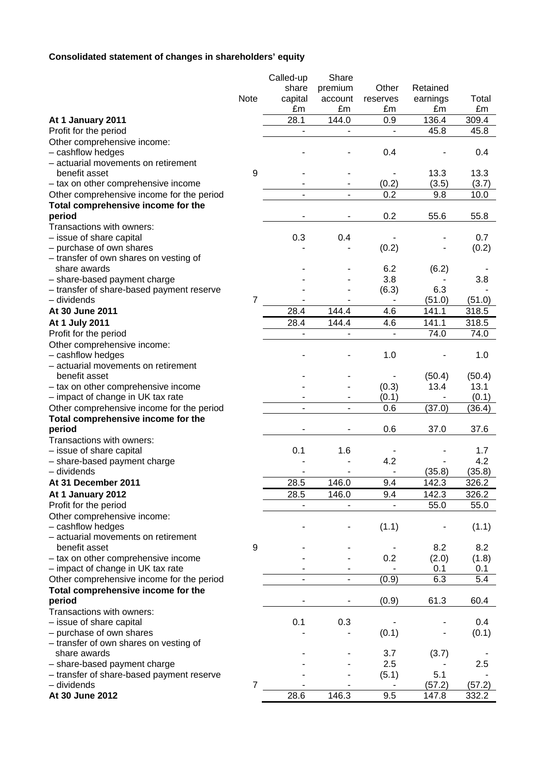**Consolidated statement of changes in shareholders' equity**

| | Note | Called-up share capital £m | Share premium account £m | Other reserves £m | Retained earnings £m | Total £m |
|---|---|---|---|---|---|---|
| **At 1 January 2011** | | 28.1 | 144.0 | 0.9 | 136.4 | 309.4 |
| Profit for the period | | - | - | - | 45.8 | 45.8 |
| Other comprehensive income: | | | | | | |
| – cashflow hedges | | - | - | 0.4 | - | 0.4 |
| – actuarial movements on retirement benefit asset | 9 | - | - | - | 13.3 | 13.3 |
| – tax on other comprehensive income | | - | - | (0.2) | (3.5) | (3.7) |
| Other comprehensive income for the period | | - | - | 0.2 | 9.8 | 10.0 |
| **Total comprehensive income for the period** | | - | - | 0.2 | 55.6 | 55.8 |
| Transactions with owners: | | | | | | |
| – issue of share capital | | 0.3 | 0.4 | - | - | 0.7 |
| – purchase of own shares | | - | - | (0.2) | - | (0.2) |
| – transfer of own shares on vesting of share awards | | - | - | 6.2 | (6.2) | - |
| – share-based payment charge | | - | - | 3.8 | - | 3.8 |
| – transfer of share-based payment reserve | | - | - | (6.3) | 6.3 | - |
| – dividends | 7 | - | - | - | (51.0) | (51.0) |
| **At 30 June 2011** | | 28.4 | 144.4 | 4.6 | 141.1 | 318.5 |
| **At 1 July 2011** | | 28.4 | 144.4 | 4.6 | 141.1 | 318.5 |
| Profit for the period | | - | - | - | 74.0 | 74.0 |
| Other comprehensive income: | | | | | | |
| – cashflow hedges | | - | - | 1.0 | - | 1.0 |
| – actuarial movements on retirement benefit asset | | - | - | - | (50.4) | (50.4) |
| – tax on other comprehensive income | | - | - | (0.3) | 13.4 | 13.1 |
| – impact of change in UK tax rate | | - | - | (0.1) | - | (0.1) |
| Other comprehensive income for the period | | - | - | 0.6 | (37.0) | (36.4) |
| **Total comprehensive income for the period** | | - | - | 0.6 | 37.0 | 37.6 |
| Transactions with owners: | | | | | | |
| – issue of share capital | | 0.1 | 1.6 | - | - | 1.7 |
| – share-based payment charge | | - | - | 4.2 | - | 4.2 |
| – dividends | | - | - | - | (35.8) | (35.8) |
| **At 31 December 2011** | | 28.5 | 146.0 | 9.4 | 142.3 | 326.2 |
| **At 1 January 2012** | | 28.5 | 146.0 | 9.4 | 142.3 | 326.2 |
| Profit for the period | | - | - | - | 55.0 | 55.0 |
| Other comprehensive income: | | | | | | |
| – cashflow hedges | | - | - | (1.1) | - | (1.1) |
| – actuarial movements on retirement benefit asset | 9 | - | - | - | 8.2 | 8.2 |
| – tax on other comprehensive income | | - | - | 0.2 | (2.0) | (1.8) |
| – impact of change in UK tax rate | | - | - | - | 0.1 | 0.1 |
| Other comprehensive income for the period | | - | - | (0.9) | 6.3 | 5.4 |
| **Total comprehensive income for the period** | | - | - | (0.9) | 61.3 | 60.4 |
| Transactions with owners: | | | | | | |
| – issue of share capital | | 0.1 | 0.3 | - | - | 0.4 |
| – purchase of own shares | | - | - | (0.1) | - | (0.1) |
| – transfer of own shares on vesting of share awards | | - | - | 3.7 | (3.7) | - |
| – share-based payment charge | | - | - | 2.5 | - | 2.5 |
| – transfer of share-based payment reserve | | - | - | (5.1) | 5.1 | - |
| – dividends | 7 | - | - | - | (57.2) | (57.2) |
| **At 30 June 2012** | | 28.6 | 146.3 | 9.5 | 147.8 | 332.2 |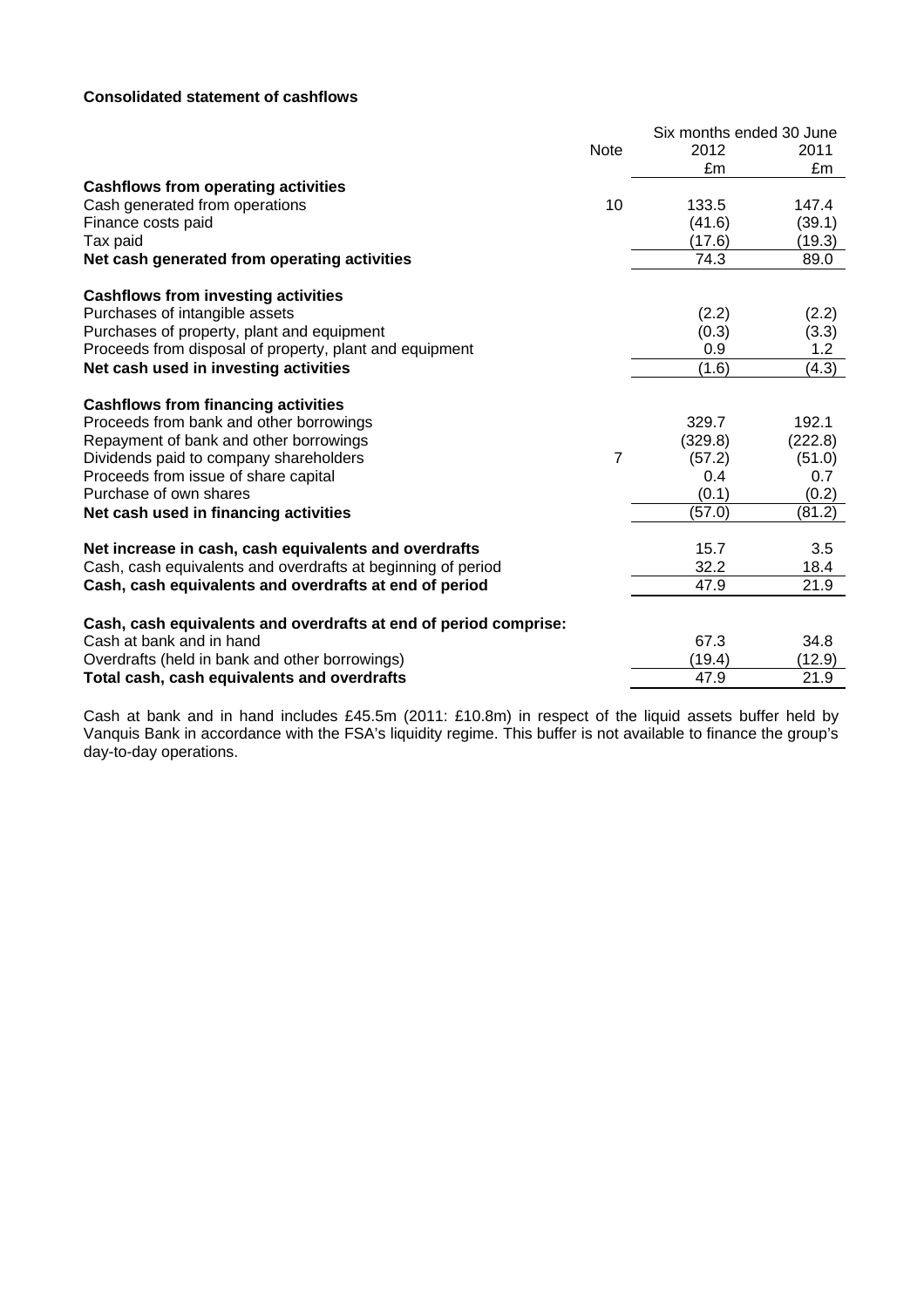**Consolidated statement of cashflows**

| | Note | Six months ended 30 June 2012 £m | 2011 £m |
|---|---|---|---|
| **Cashflows from operating activities** | | | |
| Cash generated from operations | 10 | 133.5 | 147.4 |
| Finance costs paid | | (41.6) | (39.1) |
| Tax paid | | (17.6) | (19.3) |
| **Net cash generated from operating activities** | | 74.3 | 89.0 |
| | | | |
| **Cashflows from investing activities** | | | |
| Purchases of intangible assets | | (2.2) | (2.2) |
| Purchases of property, plant and equipment | | (0.3) | (3.3) |
| Proceeds from disposal of property, plant and equipment | | 0.9 | 1.2 |
| **Net cash used in investing activities** | | (1.6) | (4.3) |
| | | | |
| **Cashflows from financing activities** | | | |
| Proceeds from bank and other borrowings | | 329.7 | 192.1 |
| Repayment of bank and other borrowings | | (329.8) | (222.8) |
| Dividends paid to company shareholders | 7 | (57.2) | (51.0) |
| Proceeds from issue of share capital | | 0.4 | 0.7 |
| Purchase of own shares | | (0.1) | (0.2) |
| **Net cash used in financing activities** | | (57.0) | (81.2) |
| | | | |
| **Net increase in cash, cash equivalents and overdrafts** | | 15.7 | 3.5 |
| Cash, cash equivalents and overdrafts at beginning of period | | 32.2 | 18.4 |
| **Cash, cash equivalents and overdrafts at end of period** | | 47.9 | 21.9 |
| | | | |
| **Cash, cash equivalents and overdrafts at end of period comprise:** | | | |
| Cash at bank and in hand | | 67.3 | 34.8 |
| Overdrafts (held in bank and other borrowings) | | (19.4) | (12.9) |
| **Total cash, cash equivalents and overdrafts** | | 47.9 | 21.9 |

Cash at bank and in hand includes £45.5m (2011: £10.8m) in respect of the liquid assets buffer held by Vanquis Bank in accordance with the FSA's liquidity regime. This buffer is not available to finance the group's day-to-day operations.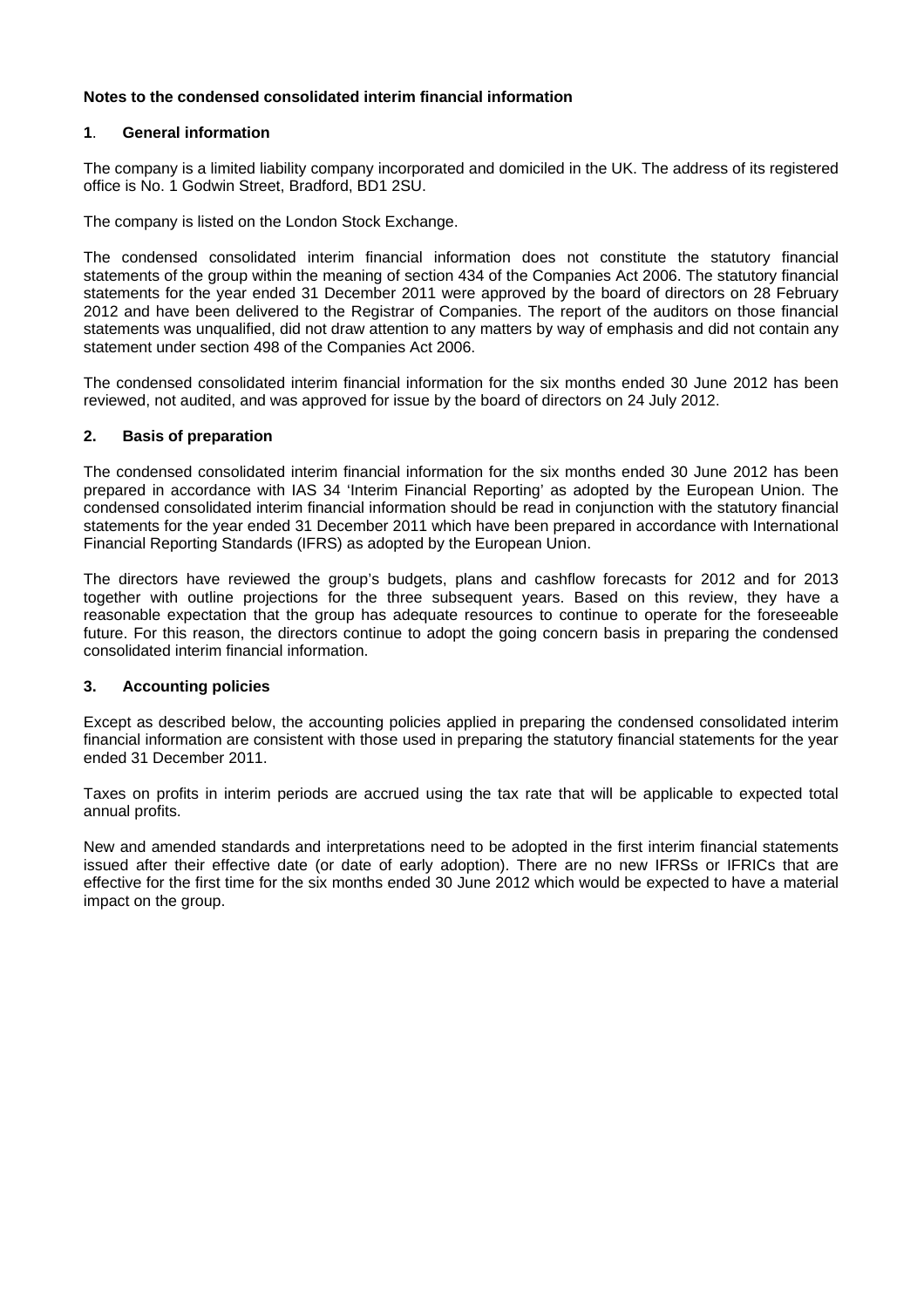**Notes to the condensed consolidated interim financial information**

## 1. General information

The company is a limited liability company incorporated and domiciled in the UK. The address of its registered office is No. 1 Godwin Street, Bradford, BD1 2SU.

The company is listed on the London Stock Exchange.

The condensed consolidated interim financial information does not constitute the statutory financial statements of the group within the meaning of section 434 of the Companies Act 2006. The statutory financial statements for the year ended 31 December 2011 were approved by the board of directors on 28 February 2012 and have been delivered to the Registrar of Companies. The report of the auditors on those financial statements was unqualified, did not draw attention to any matters by way of emphasis and did not contain any statement under section 498 of the Companies Act 2006.

The condensed consolidated interim financial information for the six months ended 30 June 2012 has been reviewed, not audited, and was approved for issue by the board of directors on 24 July 2012.

## 2. Basis of preparation

The condensed consolidated interim financial information for the six months ended 30 June 2012 has been prepared in accordance with IAS 34 'Interim Financial Reporting' as adopted by the European Union. The condensed consolidated interim financial information should be read in conjunction with the statutory financial statements for the year ended 31 December 2011 which have been prepared in accordance with International Financial Reporting Standards (IFRS) as adopted by the European Union.

The directors have reviewed the group's budgets, plans and cashflow forecasts for 2012 and for 2013 together with outline projections for the three subsequent years. Based on this review, they have a reasonable expectation that the group has adequate resources to continue to operate for the foreseeable future. For this reason, the directors continue to adopt the going concern basis in preparing the condensed consolidated interim financial information.

## 3. Accounting policies

Except as described below, the accounting policies applied in preparing the condensed consolidated interim financial information are consistent with those used in preparing the statutory financial statements for the year ended 31 December 2011.

Taxes on profits in interim periods are accrued using the tax rate that will be applicable to expected total annual profits.

New and amended standards and interpretations need to be adopted in the first interim financial statements issued after their effective date (or date of early adoption). There are no new IFRSs or IFRICs that are effective for the first time for the six months ended 30 June 2012 which would be expected to have a material impact on the group.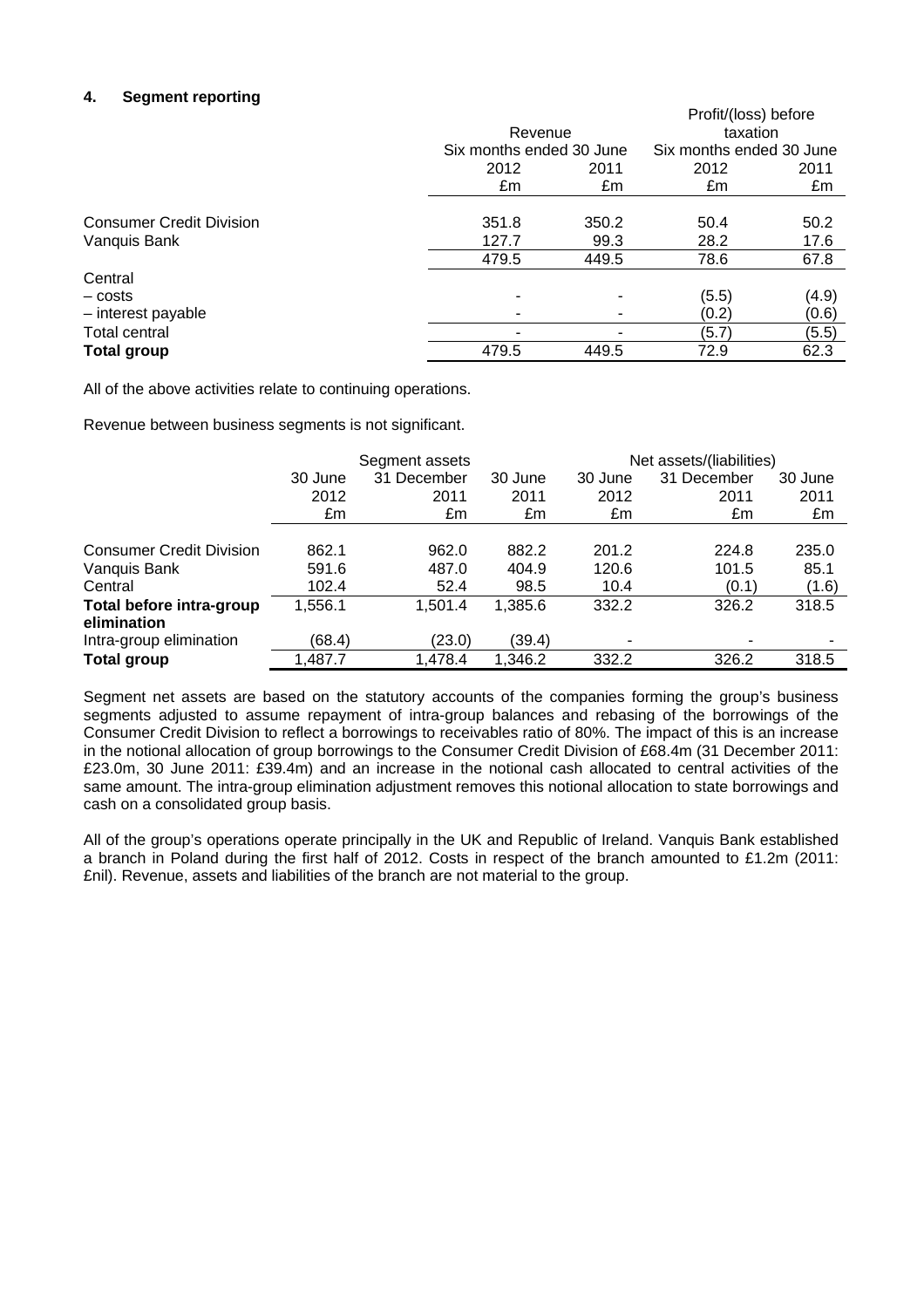### 4. Segment reporting

| | Revenue | | Profit/(loss) before taxation | |
|---|---|---|---|---|
| | Six months ended 30 June | | Six months ended 30 June | |
| | 2012 | 2011 | 2012 | 2011 |
| | £m | £m | £m | £m |
| Consumer Credit Division | 351.8 | 350.2 | 50.4 | 50.2 |
| Vanquis Bank | 127.7 | 99.3 | 28.2 | 17.6 |
| | 479.5 | 449.5 | 78.6 | 67.8 |
| Central | | | | |
| – costs | - | - | (5.5) | (4.9) |
| – interest payable | - | - | (0.2) | (0.6) |
| Total central | - | - | (5.7) | (5.5) |
| **Total group** | 479.5 | 449.5 | 72.9 | 62.3 |

All of the above activities relate to continuing operations.

Revenue between business segments is not significant.

| | Segment assets | | | Net assets/(liabilities) | | |
|---|---|---|---|---|---|---|
| | 30 June 2012 | 31 December 2011 | 30 June 2011 | 30 June 2012 | 31 December 2011 | 30 June 2011 |
| | £m | £m | £m | £m | £m | £m |
| Consumer Credit Division | 862.1 | 962.0 | 882.2 | 201.2 | 224.8 | 235.0 |
| Vanquis Bank | 591.6 | 487.0 | 404.9 | 120.6 | 101.5 | 85.1 |
| Central | 102.4 | 52.4 | 98.5 | 10.4 | (0.1) | (1.6) |
| **Total before intra-group elimination** | 1,556.1 | 1,501.4 | 1,385.6 | 332.2 | 326.2 | 318.5 |
| Intra-group elimination | (68.4) | (23.0) | (39.4) | - | - | - |
| **Total group** | 1,487.7 | 1,478.4 | 1,346.2 | 332.2 | 326.2 | 318.5 |

Segment net assets are based on the statutory accounts of the companies forming the group's business segments adjusted to assume repayment of intra-group balances and rebasing of the borrowings of the Consumer Credit Division to reflect a borrowings to receivables ratio of 80%. The impact of this is an increase in the notional allocation of group borrowings to the Consumer Credit Division of £68.4m (31 December 2011: £23.0m, 30 June 2011: £39.4m) and an increase in the notional cash allocated to central activities of the same amount. The intra-group elimination adjustment removes this notional allocation to state borrowings and cash on a consolidated group basis.

All of the group's operations operate principally in the UK and Republic of Ireland. Vanquis Bank established a branch in Poland during the first half of 2012. Costs in respect of the branch amounted to £1.2m (2011: £nil). Revenue, assets and liabilities of the branch are not material to the group.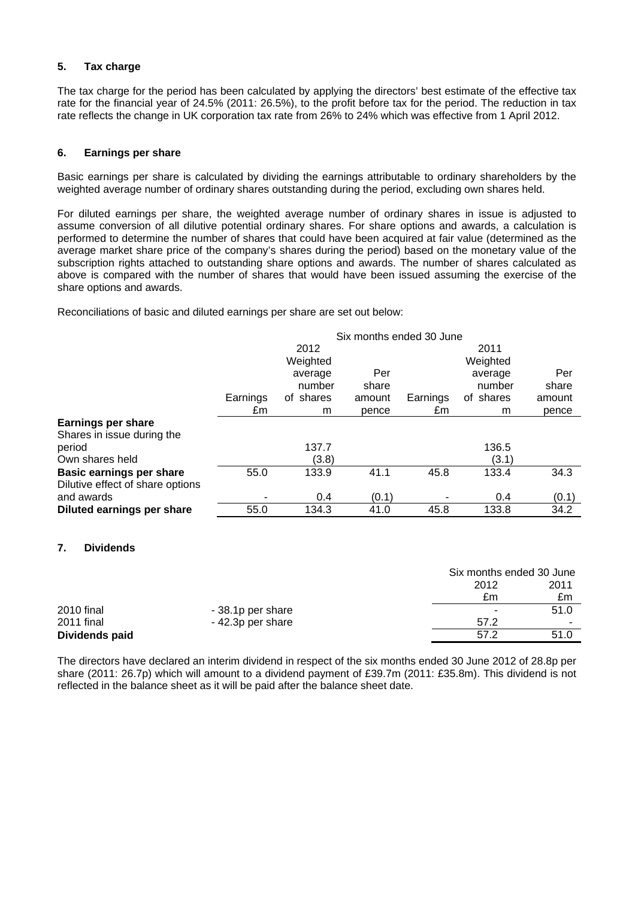## 5. Tax charge

The tax charge for the period has been calculated by applying the directors' best estimate of the effective tax rate for the financial year of 24.5% (2011: 26.5%), to the profit before tax for the period. The reduction in tax rate reflects the change in UK corporation tax rate from 26% to 24% which was effective from 1 April 2012.

## 6. Earnings per share

Basic earnings per share is calculated by dividing the earnings attributable to ordinary shareholders by the weighted average number of ordinary shares outstanding during the period, excluding own shares held.

For diluted earnings per share, the weighted average number of ordinary shares in issue is adjusted to assume conversion of all dilutive potential ordinary shares. For share options and awards, a calculation is performed to determine the number of shares that could have been acquired at fair value (determined as the average market share price of the company's shares during the period) based on the monetary value of the subscription rights attached to outstanding share options and awards. The number of shares calculated as above is compared with the number of shares that would have been issued assuming the exercise of the share options and awards.

Reconciliations of basic and diluted earnings per share are set out below:

| | Six months ended 30 June | | | | | |
|---|---|---|---|---|---|---|
| | 2012 | | | 2011 | | |
| | Earnings £m | Weighted average number of shares m | Per share amount pence | Earnings £m | Weighted average number of shares m | Per share amount pence |
| **Earnings per share** | | | | | | |
| Shares in issue during the period | | 137.7 | | | 136.5 | |
| Own shares held | | (3.8) | | | (3.1) | |
| **Basic earnings per share** | 55.0 | 133.9 | 41.1 | 45.8 | 133.4 | 34.3 |
| Dilutive effect of share options and awards | - | 0.4 | (0.1) | - | 0.4 | (0.1) |
| **Diluted earnings per share** | 55.0 | 134.3 | 41.0 | 45.8 | 133.8 | 34.2 |

## 7. Dividends

| | | Six months ended 30 June | |
|---|---|---|---|
| | | 2012 | 2011 |
| | | £m | £m |
| 2010 final | - 38.1p per share | - | 51.0 |
| 2011 final | - 42.3p per share | 57.2 | - |
| **Dividends paid** | | 57.2 | 51.0 |

The directors have declared an interim dividend in respect of the six months ended 30 June 2012 of 28.8p per share (2011: 26.7p) which will amount to a dividend payment of £39.7m (2011: £35.8m). This dividend is not reflected in the balance sheet as it will be paid after the balance sheet date.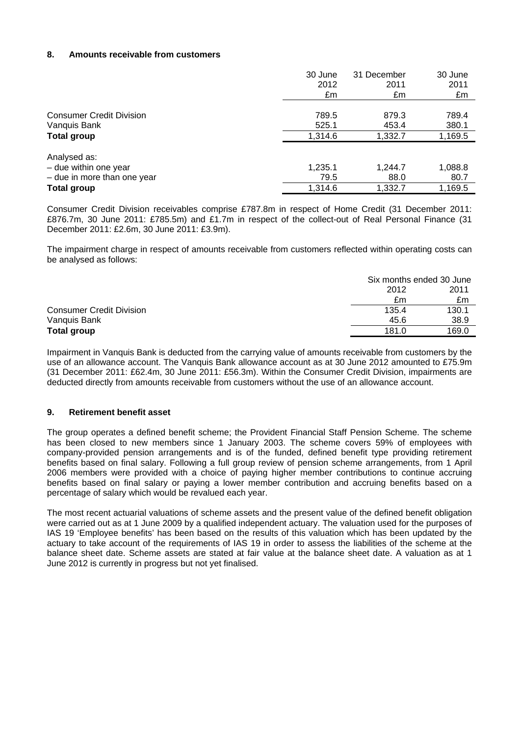### 8. Amounts receivable from customers

| | 30 June 2012 £m | 31 December 2011 £m | 30 June 2011 £m |
|---|---|---|---|
| Consumer Credit Division | 789.5 | 879.3 | 789.4 |
| Vanquis Bank | 525.1 | 453.4 | 380.1 |
| **Total group** | 1,314.6 | 1,332.7 | 1,169.5 |
| Analysed as: | | | |
| – due within one year | 1,235.1 | 1,244.7 | 1,088.8 |
| – due in more than one year | 79.5 | 88.0 | 80.7 |
| **Total group** | 1,314.6 | 1,332.7 | 1,169.5 |

Consumer Credit Division receivables comprise £787.8m in respect of Home Credit (31 December 2011: £876.7m, 30 June 2011: £785.5m) and £1.7m in respect of the collect-out of Real Personal Finance (31 December 2011: £2.6m, 30 June 2011: £3.9m).

The impairment charge in respect of amounts receivable from customers reflected within operating costs can be analysed as follows:

| | Six months ended 30 June | |
|---|---|---|
| | 2012 £m | 2011 £m |
| Consumer Credit Division | 135.4 | 130.1 |
| Vanquis Bank | 45.6 | 38.9 |
| **Total group** | 181.0 | 169.0 |

Impairment in Vanquis Bank is deducted from the carrying value of amounts receivable from customers by the use of an allowance account. The Vanquis Bank allowance account as at 30 June 2012 amounted to £75.9m (31 December 2011: £62.4m, 30 June 2011: £56.3m). Within the Consumer Credit Division, impairments are deducted directly from amounts receivable from customers without the use of an allowance account.

### 9. Retirement benefit asset

The group operates a defined benefit scheme; the Provident Financial Staff Pension Scheme. The scheme has been closed to new members since 1 January 2003. The scheme covers 59% of employees with company-provided pension arrangements and is of the funded, defined benefit type providing retirement benefits based on final salary. Following a full group review of pension scheme arrangements, from 1 April 2006 members were provided with a choice of paying higher member contributions to continue accruing benefits based on final salary or paying a lower member contribution and accruing benefits based on a percentage of salary which would be revalued each year.

The most recent actuarial valuations of scheme assets and the present value of the defined benefit obligation were carried out as at 1 June 2009 by a qualified independent actuary. The valuation used for the purposes of IAS 19 'Employee benefits' has been based on the results of this valuation which has been updated by the actuary to take account of the requirements of IAS 19 in order to assess the liabilities of the scheme at the balance sheet date. Scheme assets are stated at fair value at the balance sheet date. A valuation as at 1 June 2012 is currently in progress but not yet finalised.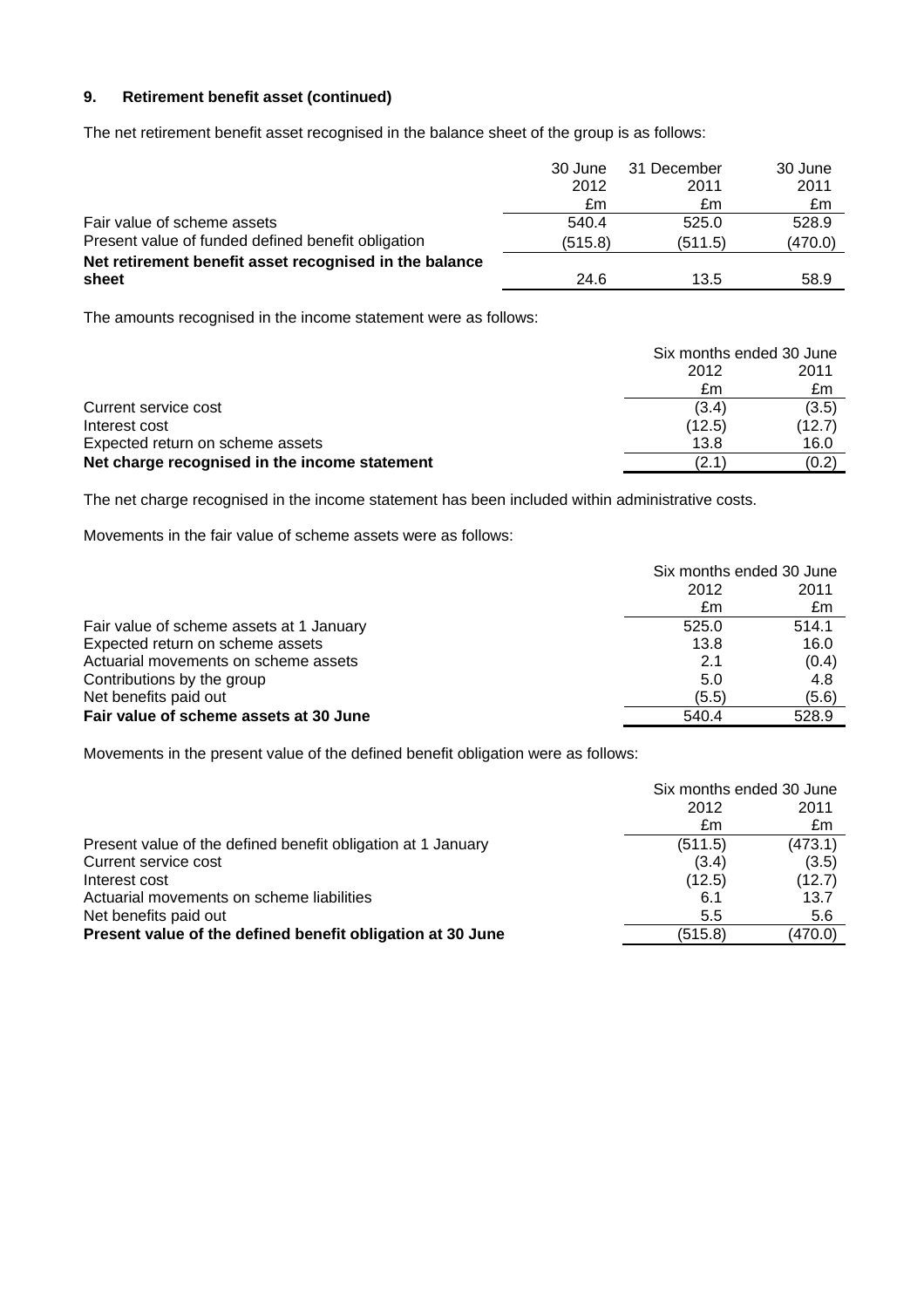### 9. Retirement benefit asset (continued)

The net retirement benefit asset recognised in the balance sheet of the group is as follows:

| | 30 June 2012 £m | 31 December 2011 £m | 30 June 2011 £m |
|---|---|---|---|
| Fair value of scheme assets | 540.4 | 525.0 | 528.9 |
| Present value of funded defined benefit obligation | (515.8) | (511.5) | (470.0) |
| **Net retirement benefit asset recognised in the balance sheet** | 24.6 | 13.5 | 58.9 |

The amounts recognised in the income statement were as follows:

| | Six months ended 30 June | |
|---|---|---|
| | 2012 £m | 2011 £m |
| Current service cost | (3.4) | (3.5) |
| Interest cost | (12.5) | (12.7) |
| Expected return on scheme assets | 13.8 | 16.0 |
| **Net charge recognised in the income statement** | (2.1) | (0.2) |

The net charge recognised in the income statement has been included within administrative costs.

Movements in the fair value of scheme assets were as follows:

| | Six months ended 30 June | |
|---|---|---|
| | 2012 £m | 2011 £m |
| Fair value of scheme assets at 1 January | 525.0 | 514.1 |
| Expected return on scheme assets | 13.8 | 16.0 |
| Actuarial movements on scheme assets | 2.1 | (0.4) |
| Contributions by the group | 5.0 | 4.8 |
| Net benefits paid out | (5.5) | (5.6) |
| **Fair value of scheme assets at 30 June** | 540.4 | 528.9 |

Movements in the present value of the defined benefit obligation were as follows:

| | Six months ended 30 June | |
|---|---|---|
| | 2012 £m | 2011 £m |
| Present value of the defined benefit obligation at 1 January | (511.5) | (473.1) |
| Current service cost | (3.4) | (3.5) |
| Interest cost | (12.5) | (12.7) |
| Actuarial movements on scheme liabilities | 6.1 | 13.7 |
| Net benefits paid out | 5.5 | 5.6 |
| **Present value of the defined benefit obligation at 30 June** | (515.8) | (470.0) |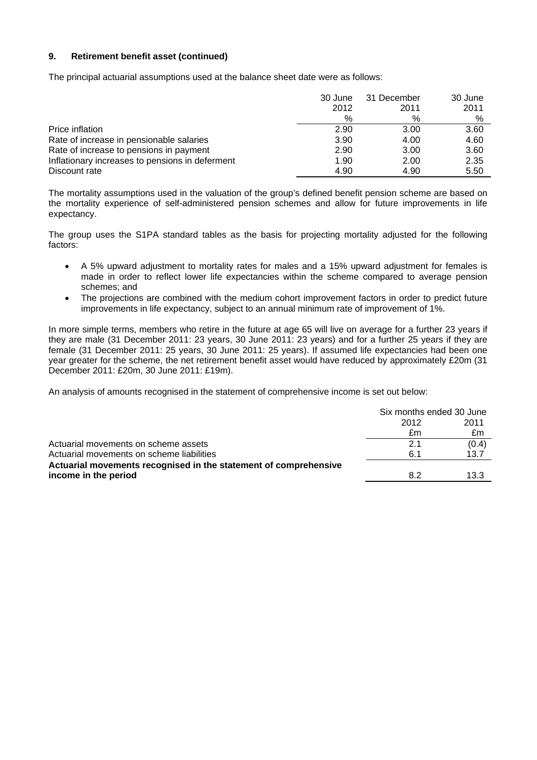**9. Retirement benefit asset (continued)**

The principal actuarial assumptions used at the balance sheet date were as follows:

| | 30 June 2012 | 31 December 2011 | 30 June 2011 |
|---|---|---|---|
| | % | % | % |
| Price inflation | 2.90 | 3.00 | 3.60 |
| Rate of increase in pensionable salaries | 3.90 | 4.00 | 4.60 |
| Rate of increase to pensions in payment | 2.90 | 3.00 | 3.60 |
| Inflationary increases to pensions in deferment | 1.90 | 2.00 | 2.35 |
| Discount rate | 4.90 | 4.90 | 5.50 |

The mortality assumptions used in the valuation of the group's defined benefit pension scheme are based on the mortality experience of self-administered pension schemes and allow for future improvements in life expectancy.

The group uses the S1PA standard tables as the basis for projecting mortality adjusted for the following factors:

- A 5% upward adjustment to mortality rates for males and a 15% upward adjustment for females is made in order to reflect lower life expectancies within the scheme compared to average pension schemes; and
- The projections are combined with the medium cohort improvement factors in order to predict future improvements in life expectancy, subject to an annual minimum rate of improvement of 1%.

In more simple terms, members who retire in the future at age 65 will live on average for a further 23 years if they are male (31 December 2011: 23 years, 30 June 2011: 23 years) and for a further 25 years if they are female (31 December 2011: 25 years, 30 June 2011: 25 years). If assumed life expectancies had been one year greater for the scheme, the net retirement benefit asset would have reduced by approximately £20m (31 December 2011: £20m, 30 June 2011: £19m).

An analysis of amounts recognised in the statement of comprehensive income is set out below:

| | Six months ended 30 June | |
|---|---|---|
| | 2012 | 2011 |
| | £m | £m |
| Actuarial movements on scheme assets | 2.1 | (0.4) |
| Actuarial movements on scheme liabilities | 6.1 | 13.7 |
| **Actuarial movements recognised in the statement of comprehensive income in the period** | 8.2 | 13.3 |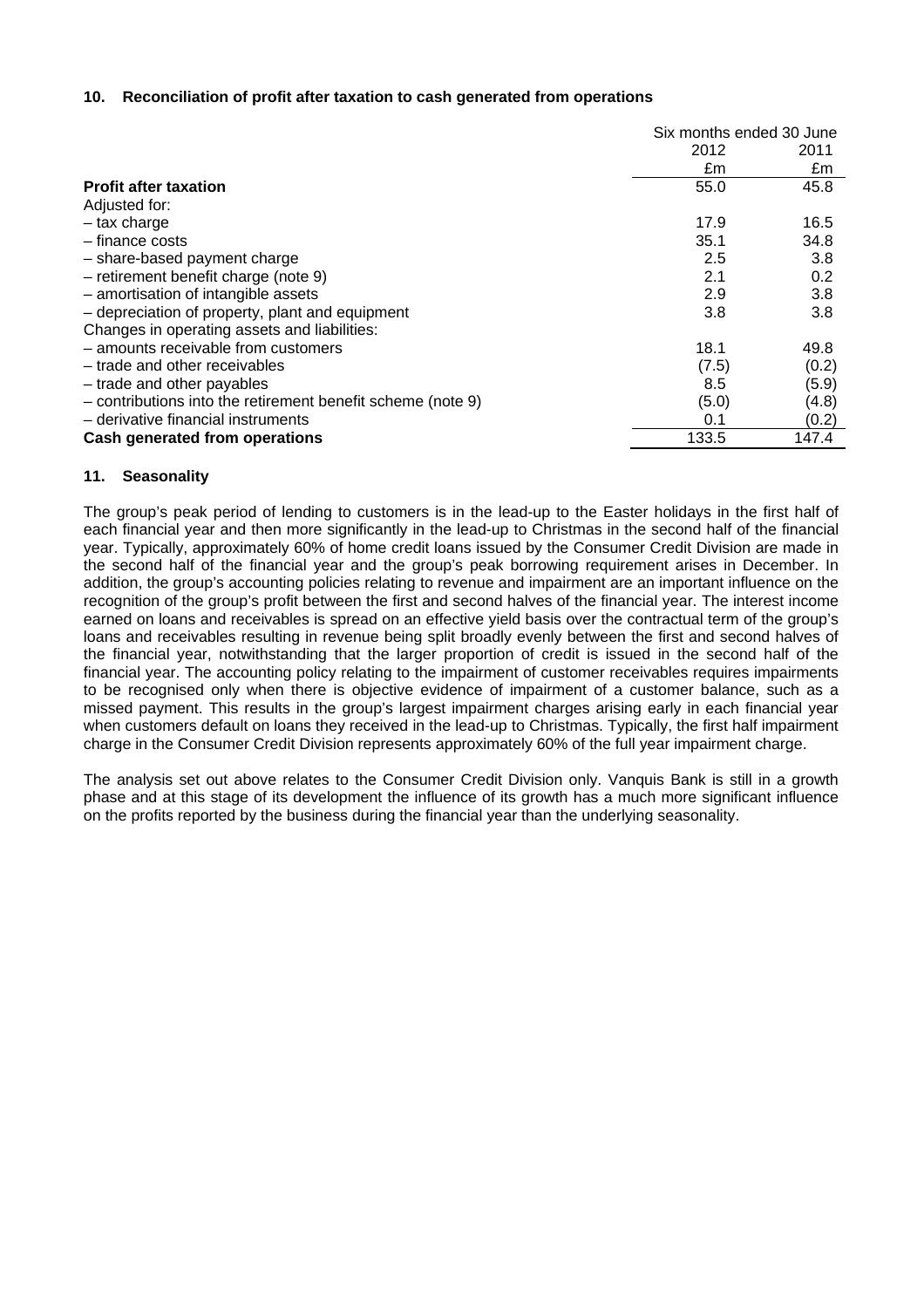### 10. Reconciliation of profit after taxation to cash generated from operations

| | Six months ended 30 June | |
|---|---|---|
| | 2012 | 2011 |
| | £m | £m |
| **Profit after taxation** | 55.0 | 45.8 |
| Adjusted for: | | |
| – tax charge | 17.9 | 16.5 |
| – finance costs | 35.1 | 34.8 |
| – share-based payment charge | 2.5 | 3.8 |
| – retirement benefit charge (note 9) | 2.1 | 0.2 |
| – amortisation of intangible assets | 2.9 | 3.8 |
| – depreciation of property, plant and equipment | 3.8 | 3.8 |
| Changes in operating assets and liabilities: | | |
| – amounts receivable from customers | 18.1 | 49.8 |
| – trade and other receivables | (7.5) | (0.2) |
| – trade and other payables | 8.5 | (5.9) |
| – contributions into the retirement benefit scheme (note 9) | (5.0) | (4.8) |
| – derivative financial instruments | 0.1 | (0.2) |
| **Cash generated from operations** | 133.5 | 147.4 |

### 11. Seasonality

The group's peak period of lending to customers is in the lead-up to the Easter holidays in the first half of each financial year and then more significantly in the lead-up to Christmas in the second half of the financial year. Typically, approximately 60% of home credit loans issued by the Consumer Credit Division are made in the second half of the financial year and the group's peak borrowing requirement arises in December. In addition, the group's accounting policies relating to revenue and impairment are an important influence on the recognition of the group's profit between the first and second halves of the financial year. The interest income earned on loans and receivables is spread on an effective yield basis over the contractual term of the group's loans and receivables resulting in revenue being split broadly evenly between the first and second halves of the financial year, notwithstanding that the larger proportion of credit is issued in the second half of the financial year. The accounting policy relating to the impairment of customer receivables requires impairments to be recognised only when there is objective evidence of impairment of a customer balance, such as a missed payment. This results in the group's largest impairment charges arising early in each financial year when customers default on loans they received in the lead-up to Christmas. Typically, the first half impairment charge in the Consumer Credit Division represents approximately 60% of the full year impairment charge.

The analysis set out above relates to the Consumer Credit Division only. Vanquis Bank is still in a growth phase and at this stage of its development the influence of its growth has a much more significant influence on the profits reported by the business during the financial year than the underlying seasonality.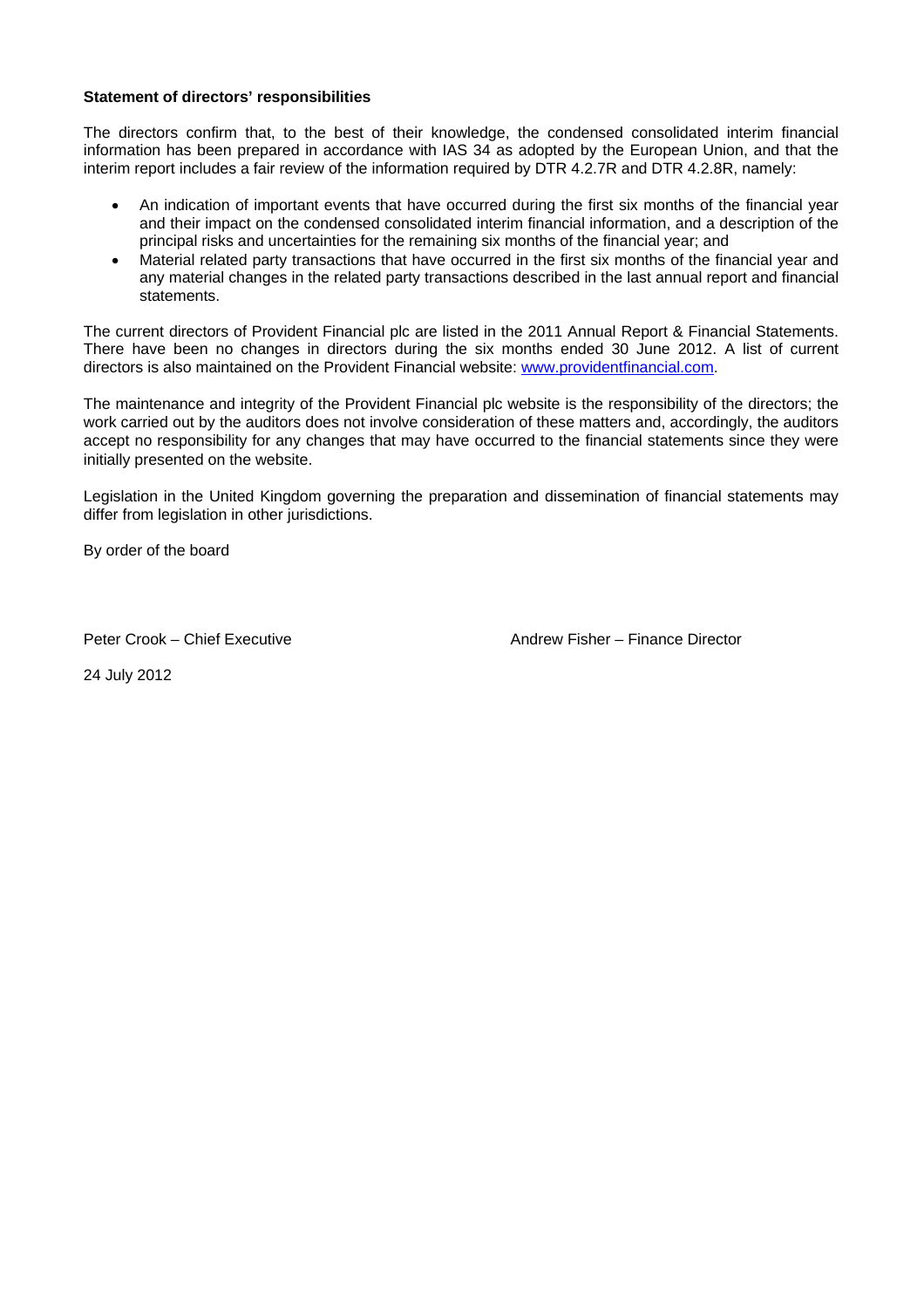**Statement of directors' responsibilities**

The directors confirm that, to the best of their knowledge, the condensed consolidated interim financial information has been prepared in accordance with IAS 34 as adopted by the European Union, and that the interim report includes a fair review of the information required by DTR 4.2.7R and DTR 4.2.8R, namely:

- An indication of important events that have occurred during the first six months of the financial year and their impact on the condensed consolidated interim financial information, and a description of the principal risks and uncertainties for the remaining six months of the financial year; and
- Material related party transactions that have occurred in the first six months of the financial year and any material changes in the related party transactions described in the last annual report and financial statements.

The current directors of Provident Financial plc are listed in the 2011 Annual Report & Financial Statements. There have been no changes in directors during the six months ended 30 June 2012. A list of current directors is also maintained on the Provident Financial website: www.providentfinancial.com.

The maintenance and integrity of the Provident Financial plc website is the responsibility of the directors; the work carried out by the auditors does not involve consideration of these matters and, accordingly, the auditors accept no responsibility for any changes that may have occurred to the financial statements since they were initially presented on the website.

Legislation in the United Kingdom governing the preparation and dissemination of financial statements may differ from legislation in other jurisdictions.

By order of the board

Peter Crook – Chief Executive

Andrew Fisher – Finance Director

24 July 2012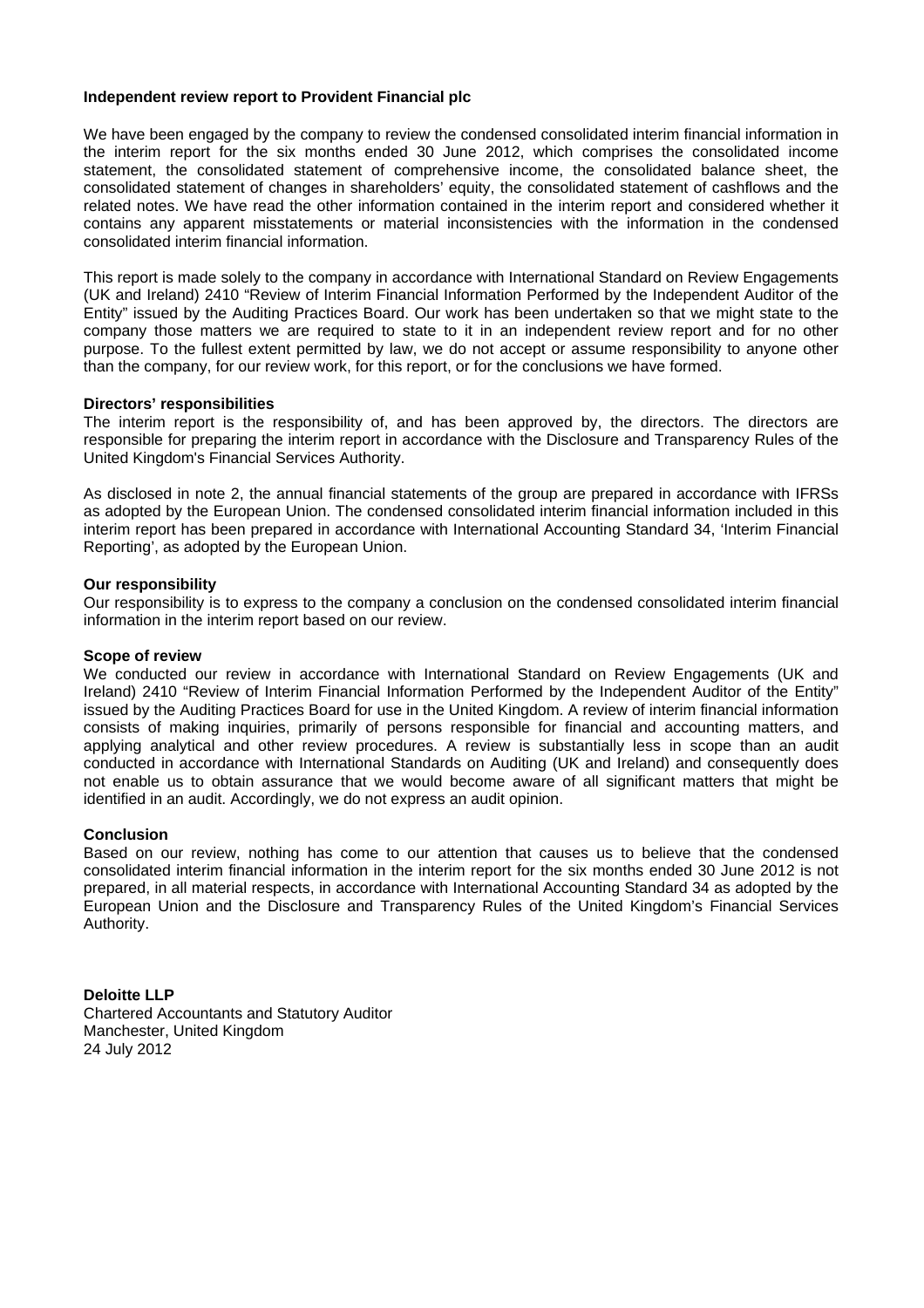## Independent review report to Provident Financial plc

We have been engaged by the company to review the condensed consolidated interim financial information in the interim report for the six months ended 30 June 2012, which comprises the consolidated income statement, the consolidated statement of comprehensive income, the consolidated balance sheet, the consolidated statement of changes in shareholders' equity, the consolidated statement of cashflows and the related notes. We have read the other information contained in the interim report and considered whether it contains any apparent misstatements or material inconsistencies with the information in the condensed consolidated interim financial information.

This report is made solely to the company in accordance with International Standard on Review Engagements (UK and Ireland) 2410 "Review of Interim Financial Information Performed by the Independent Auditor of the Entity" issued by the Auditing Practices Board. Our work has been undertaken so that we might state to the company those matters we are required to state to it in an independent review report and for no other purpose. To the fullest extent permitted by law, we do not accept or assume responsibility to anyone other than the company, for our review work, for this report, or for the conclusions we have formed.

### Directors' responsibilities

The interim report is the responsibility of, and has been approved by, the directors. The directors are responsible for preparing the interim report in accordance with the Disclosure and Transparency Rules of the United Kingdom's Financial Services Authority.

As disclosed in note 2, the annual financial statements of the group are prepared in accordance with IFRSs as adopted by the European Union. The condensed consolidated interim financial information included in this interim report has been prepared in accordance with International Accounting Standard 34, 'Interim Financial Reporting', as adopted by the European Union.

### Our responsibility

Our responsibility is to express to the company a conclusion on the condensed consolidated interim financial information in the interim report based on our review.

### Scope of review

We conducted our review in accordance with International Standard on Review Engagements (UK and Ireland) 2410 "Review of Interim Financial Information Performed by the Independent Auditor of the Entity" issued by the Auditing Practices Board for use in the United Kingdom. A review of interim financial information consists of making inquiries, primarily of persons responsible for financial and accounting matters, and applying analytical and other review procedures. A review is substantially less in scope than an audit conducted in accordance with International Standards on Auditing (UK and Ireland) and consequently does not enable us to obtain assurance that we would become aware of all significant matters that might be identified in an audit. Accordingly, we do not express an audit opinion.

### Conclusion

Based on our review, nothing has come to our attention that causes us to believe that the condensed consolidated interim financial information in the interim report for the six months ended 30 June 2012 is not prepared, in all material respects, in accordance with International Accounting Standard 34 as adopted by the European Union and the Disclosure and Transparency Rules of the United Kingdom's Financial Services Authority.

**Deloitte LLP**
Chartered Accountants and Statutory Auditor
Manchester, United Kingdom
24 July 2012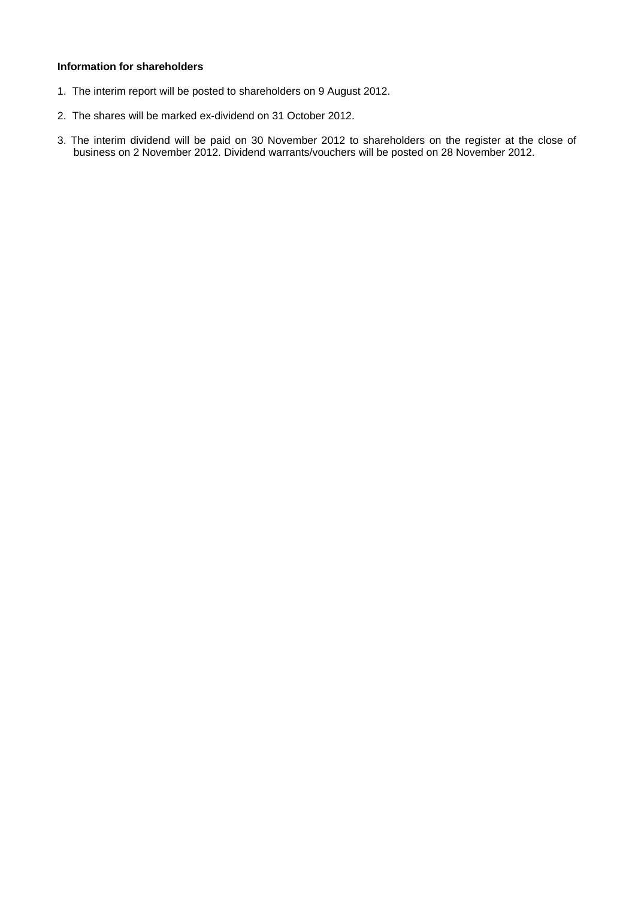**Information for shareholders**

1. The interim report will be posted to shareholders on 9 August 2012.
2. The shares will be marked ex-dividend on 31 October 2012.
3. The interim dividend will be paid on 30 November 2012 to shareholders on the register at the close of business on 2 November 2012. Dividend warrants/vouchers will be posted on 28 November 2012.